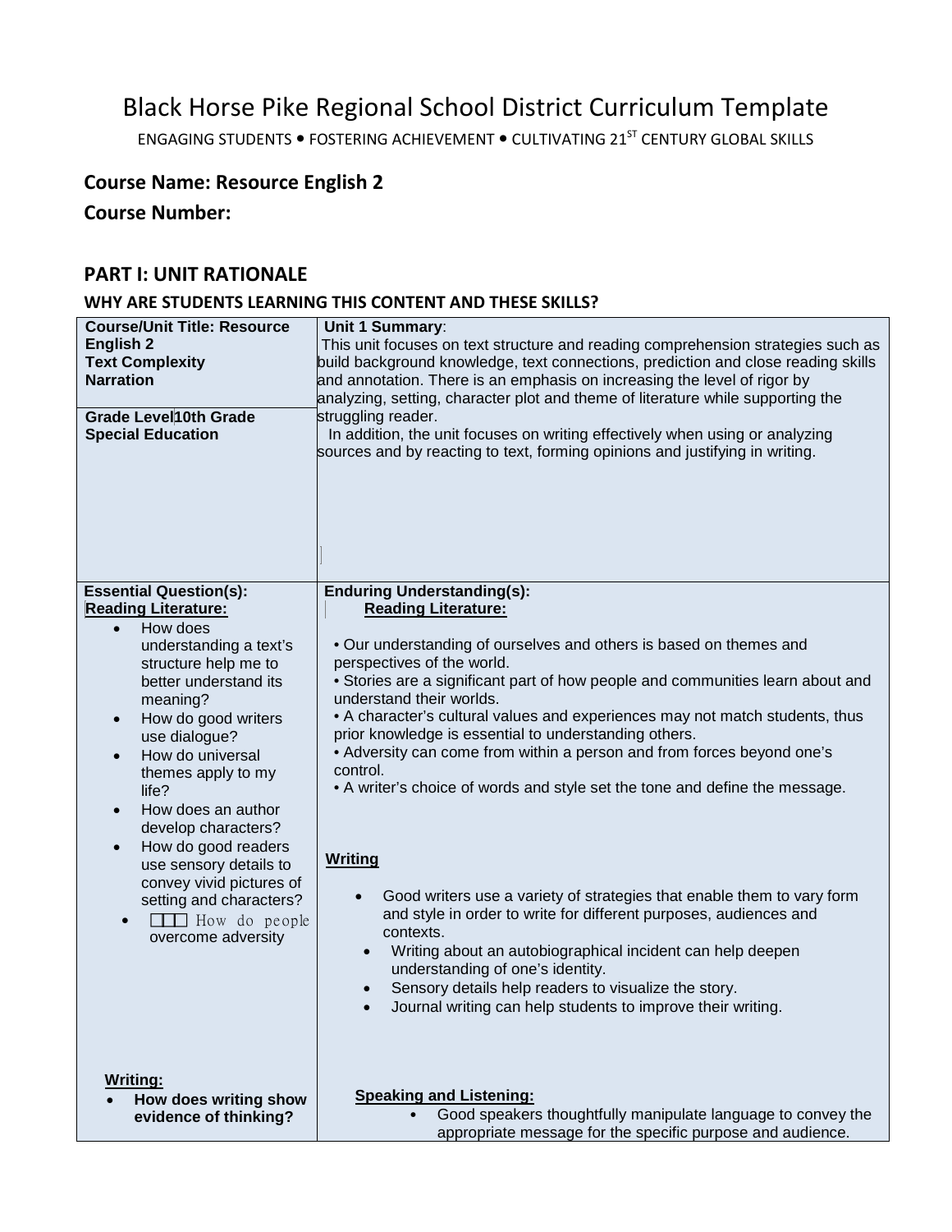# Black Horse Pike Regional School District Curriculum Template

ENGAGING STUDENTS • FOSTERING ACHIEVEMENT • CULTIVATING 21ST CENTURY GLOBAL SKILLS

**Course Name: Resource English 2**

**Course Number:**

## PART I: UNIT RATIONALE

### WHY ARE STUDENTS LEARNING THIS CONTENT AND THESE SKILLS?

| | |
|---|---|
| **Course/Unit Title: Resource English 2**<br>**Text Complexity**<br>**Narration**<br><br>**Grade Level 10th Grade**<br>**Special Education** | **Unit 1 Summary**:<br>This unit focuses on text structure and reading comprehension strategies such as build background knowledge, text connections, prediction and close reading skills and annotation. There is an emphasis on increasing the level of rigor by analyzing, setting, character plot and theme of literature while supporting the struggling reader.<br>In addition, the unit focuses on writing effectively when using or analyzing sources and by reacting to text, forming opinions and justifying in writing. |
| **Essential Question(s):**<br>**Reading Literature:**<br>• How does understanding a text's structure help me to better understand its meaning?<br>• How do good writers use dialogue?<br>• How do universal themes apply to my life?<br>• How does an author develop characters?<br>• How do good readers use sensory details to convey vivid pictures of setting and characters?<br>• How do people overcome adversity<br><br>**Writing:**<br>• **How does writing show evidence of thinking?** | **Enduring Understanding(s):**<br>**Reading Literature:**<br>• Our understanding of ourselves and others is based on themes and perspectives of the world.<br>• Stories are a significant part of how people and communities learn about and understand their worlds.<br>• A character's cultural values and experiences may not match students, thus prior knowledge is essential to understanding others.<br>• Adversity can come from within a person and from forces beyond one's control.<br>• A writer's choice of words and style set the tone and define the message.<br><br>**Writing**<br>• Good writers use a variety of strategies that enable them to vary form and style in order to write for different purposes, audiences and contexts.<br>• Writing about an autobiographical incident can help deepen understanding of one's identity.<br>• Sensory details help readers to visualize the story.<br>• Journal writing can help students to improve their writing.<br><br>**Speaking and Listening:**<br>• Good speakers thoughtfully manipulate language to convey the appropriate message for the specific purpose and audience. |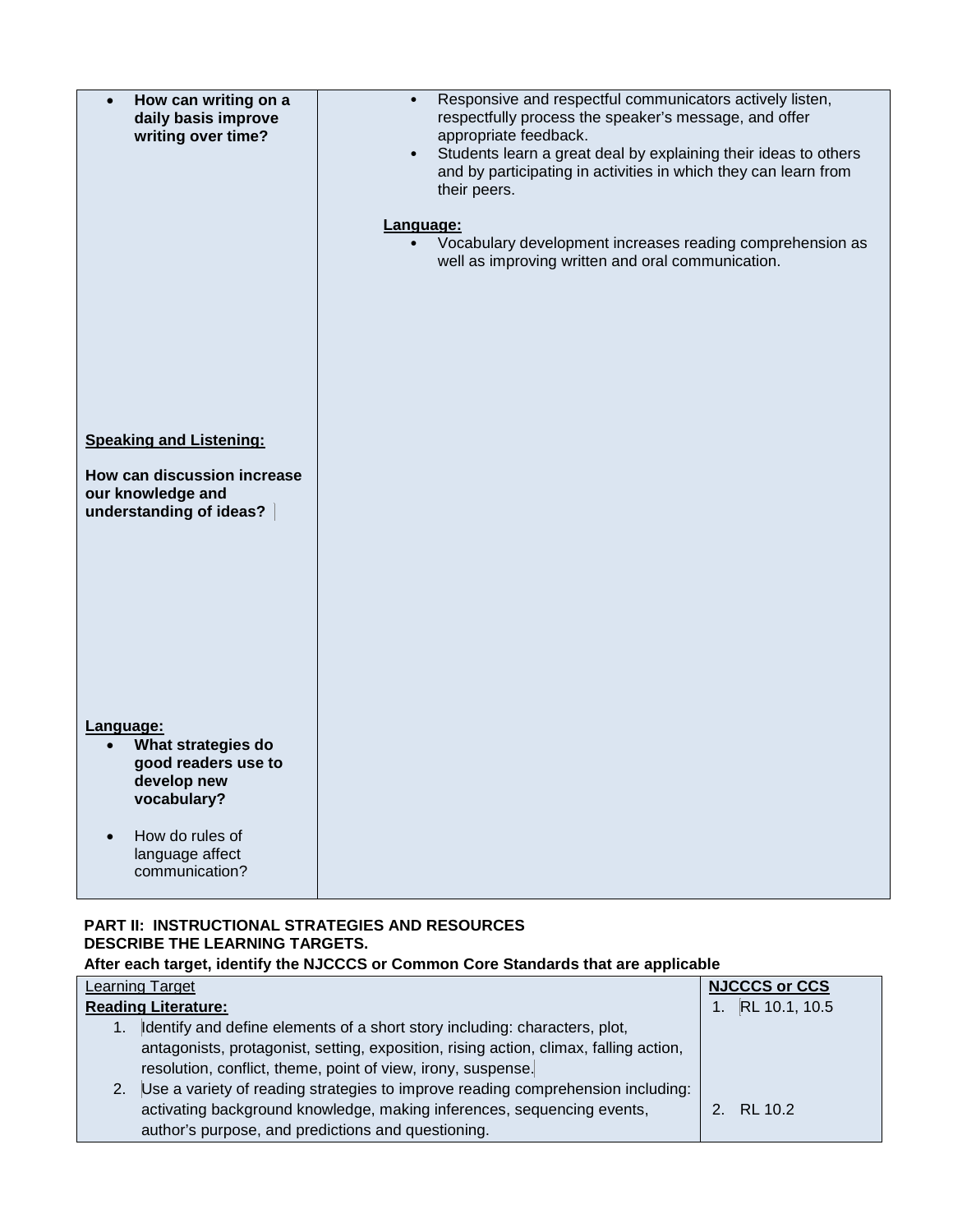| | |
|---|---|
| • **How can writing on a daily basis improve writing over time?**<br><br>**Speaking and Listening:**<br><br>**How can discussion increase our knowledge and understanding of ideas?**<br><br>**Language:**<br>• **What strategies do good readers use to develop new vocabulary?**<br>• How do rules of language affect communication? | • Responsive and respectful communicators actively listen, respectfully process the speaker's message, and offer appropriate feedback.<br>• Students learn a great deal by explaining their ideas to others and by participating in activities in which they can learn from their peers.<br><br>**Language:**<br>• Vocabulary development increases reading comprehension as well as improving written and oral communication. |

**PART II: INSTRUCTIONAL STRATEGIES AND RESOURCES**
**DESCRIBE THE LEARNING TARGETS.**
**After each target, identify the NJCCCS or Common Core Standards that are applicable**

| Learning Target | **NJCCCS or CCS** |
|---|---|
| **Reading Literature:**<br>1. Identify and define elements of a short story including: characters, plot, antagonists, protagonist, setting, exposition, rising action, climax, falling action, resolution, conflict, theme, point of view, irony, suspense.<br>2. Use a variety of reading strategies to improve reading comprehension including: activating background knowledge, making inferences, sequencing events, author's purpose, and predictions and questioning. | 1. RL 10.1, 10.5<br><br>2. RL 10.2 |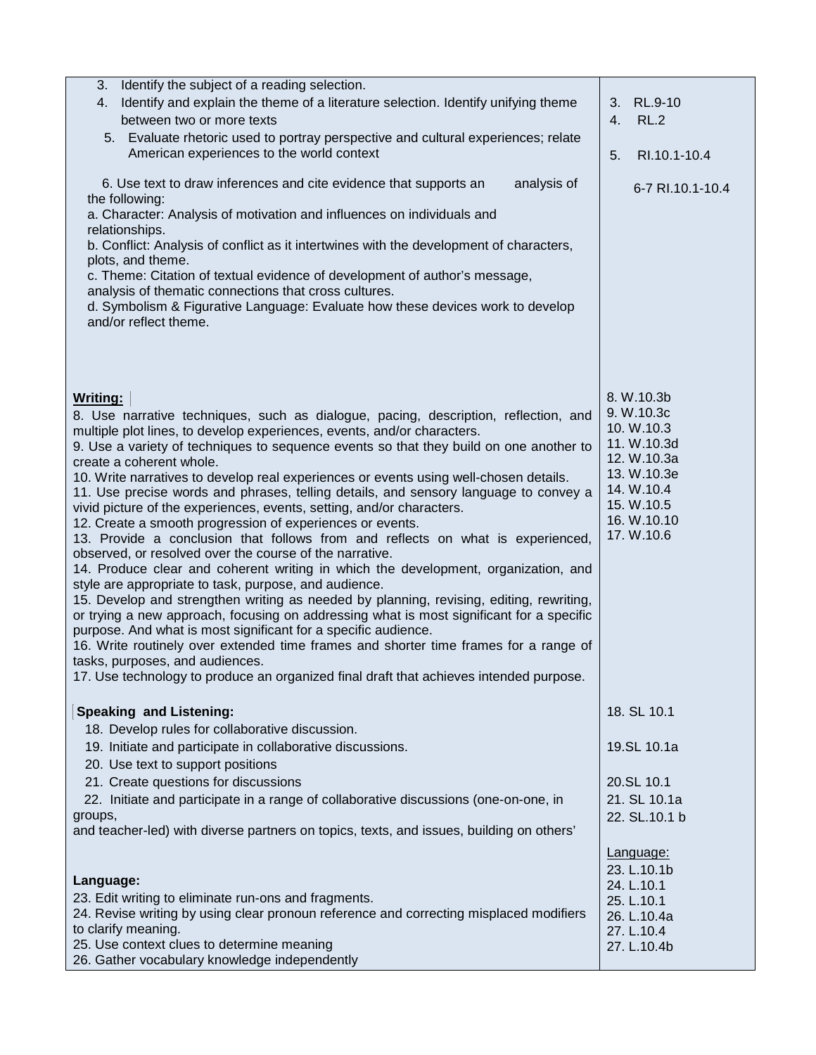| | |
|---|---|
| 3. Identify the subject of a reading selection.<br>4. Identify and explain the theme of a literature selection. Identify unifying theme between two or more texts<br>5. Evaluate rhetoric used to portray perspective and cultural experiences; relate American experiences to the world context<br><br>6. Use text to draw inferences and cite evidence that supports an analysis of the following:<br>a. Character: Analysis of motivation and influences on individuals and relationships.<br>b. Conflict: Analysis of conflict as it intertwines with the development of characters, plots, and theme.<br>c. Theme: Citation of textual evidence of development of author's message, analysis of thematic connections that cross cultures.<br>d. Symbolism & Figurative Language: Evaluate how these devices work to develop and/or reflect theme. | 3. RL.9-10<br>4. RL.2<br><br>5. RI.10.1-10.4<br><br>6-7 RI.10.1-10.4 |
| **Writing:**<br>8. Use narrative techniques, such as dialogue, pacing, description, reflection, and multiple plot lines, to develop experiences, events, and/or characters.<br>9. Use a variety of techniques to sequence events so that they build on one another to create a coherent whole.<br>10. Write narratives to develop real experiences or events using well-chosen details.<br>11. Use precise words and phrases, telling details, and sensory language to convey a vivid picture of the experiences, events, setting, and/or characters.<br>12. Create a smooth progression of experiences or events.<br>13. Provide a conclusion that follows from and reflects on what is experienced, observed, or resolved over the course of the narrative.<br>14. Produce clear and coherent writing in which the development, organization, and style are appropriate to task, purpose, and audience.<br>15. Develop and strengthen writing as needed by planning, revising, editing, rewriting, or trying a new approach, focusing on addressing what is most significant for a specific purpose. And what is most significant for a specific audience.<br>16. Write routinely over extended time frames and shorter time frames for a range of tasks, purposes, and audiences.<br>17. Use technology to produce an organized final draft that achieves intended purpose. | 8. W.10.3b<br>9. W.10.3c<br>10. W.10.3<br>11. W.10.3d<br>12. W.10.3a<br>13. W.10.3e<br>14. W.10.4<br>15. W.10.5<br>16. W.10.10<br>17. W.10.6 |
| **Speaking and Listening:**<br>18. Develop rules for collaborative discussion.<br>19. Initiate and participate in collaborative discussions.<br>20. Use text to support positions<br>21. Create questions for discussions<br>22. Initiate and participate in a range of collaborative discussions (one-on-one, in groups,<br>and teacher-led) with diverse partners on topics, texts, and issues, building on others' | 18. SL 10.1<br><br>19.SL 10.1a<br><br>20.SL 10.1<br>21. SL 10.1a<br>22. SL.10.1 b |
| **Language:**<br>23. Edit writing to eliminate run-ons and fragments.<br>24. Revise writing by using clear pronoun reference and correcting misplaced modifiers to clarify meaning.<br>25. Use context clues to determine meaning<br>26. Gather vocabulary knowledge independently | Language:<br>23. L.10.1b<br>24. L.10.1<br>25. L.10.1<br>26. L.10.4a<br>27. L.10.4<br>27. L.10.4b |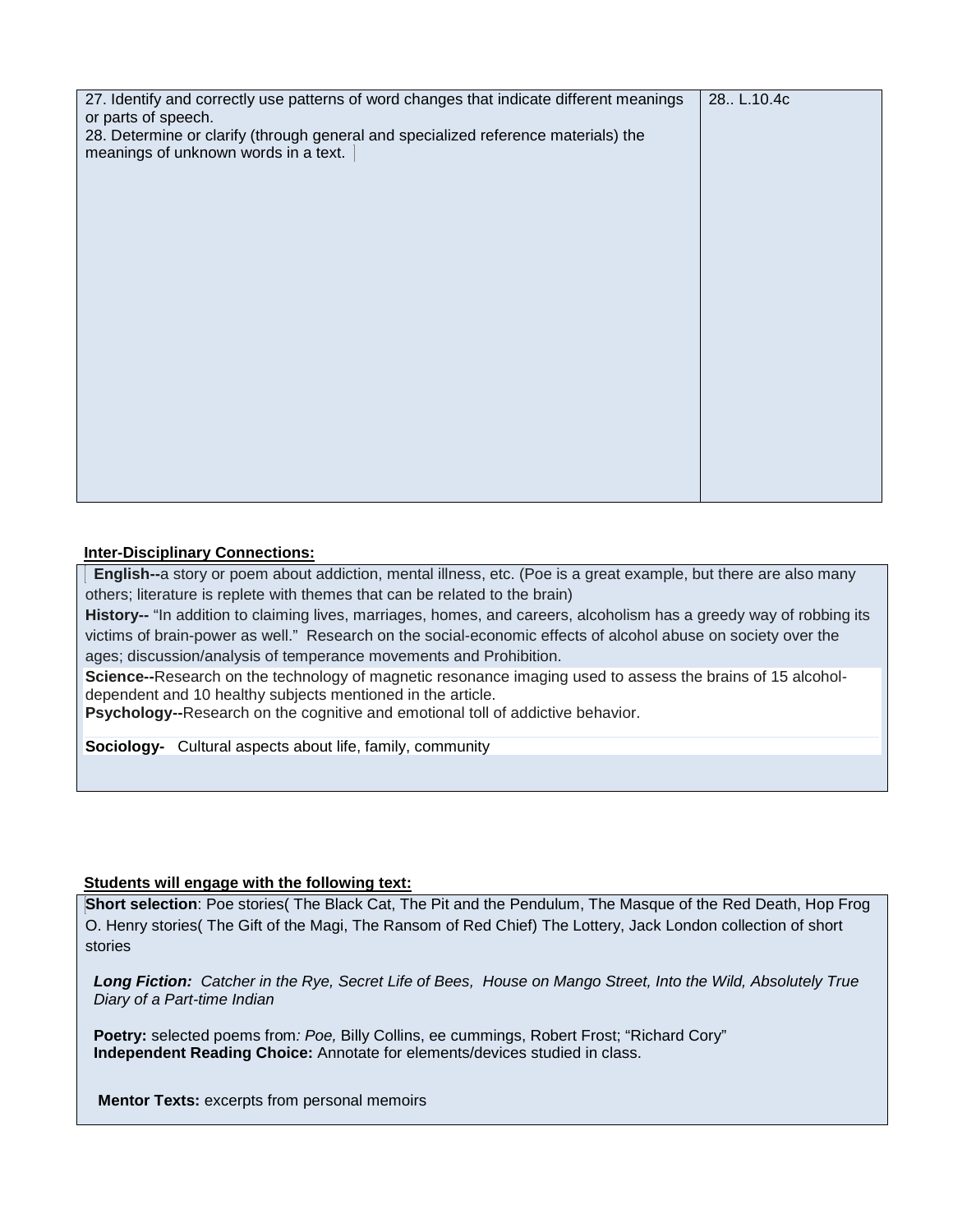| | |
|---|---|
| 27. Identify and correctly use patterns of word changes that indicate different meanings or parts of speech.<br>28. Determine or clarify (through general and specialized reference materials) the meanings of unknown words in a text. | 28.. L.10.4c |

**Inter-Disciplinary Connections:**

**English--**a story or poem about addiction, mental illness, etc. (Poe is a great example, but there are also many others; literature is replete with themes that can be related to the brain)

**History--** "In addition to claiming lives, marriages, homes, and careers, alcoholism has a greedy way of robbing its victims of brain-power as well." Research on the social-economic effects of alcohol abuse on society over the ages; discussion/analysis of temperance movements and Prohibition.

**Science--**Research on the technology of magnetic resonance imaging used to assess the brains of 15 alcohol-dependent and 10 healthy subjects mentioned in the article.

**Psychology--**Research on the cognitive and emotional toll of addictive behavior.

**Sociology-** Cultural aspects about life, family, community

**Students will engage with the following text:**

**Short selection**: Poe stories( The Black Cat, The Pit and the Pendulum, The Masque of the Red Death, Hop Frog O. Henry stories( The Gift of the Magi, The Ransom of Red Chief) The Lottery, Jack London collection of short stories

***Long Fiction:*** *Catcher in the Rye, Secret Life of Bees, House on Mango Street, Into the Wild, Absolutely True Diary of a Part-time Indian*

**Poetry:** selected poems from*: Poe,* Billy Collins, ee cummings, Robert Frost; "Richard Cory"
**Independent Reading Choice:** Annotate for elements/devices studied in class.

**Mentor Texts:** excerpts from personal memoirs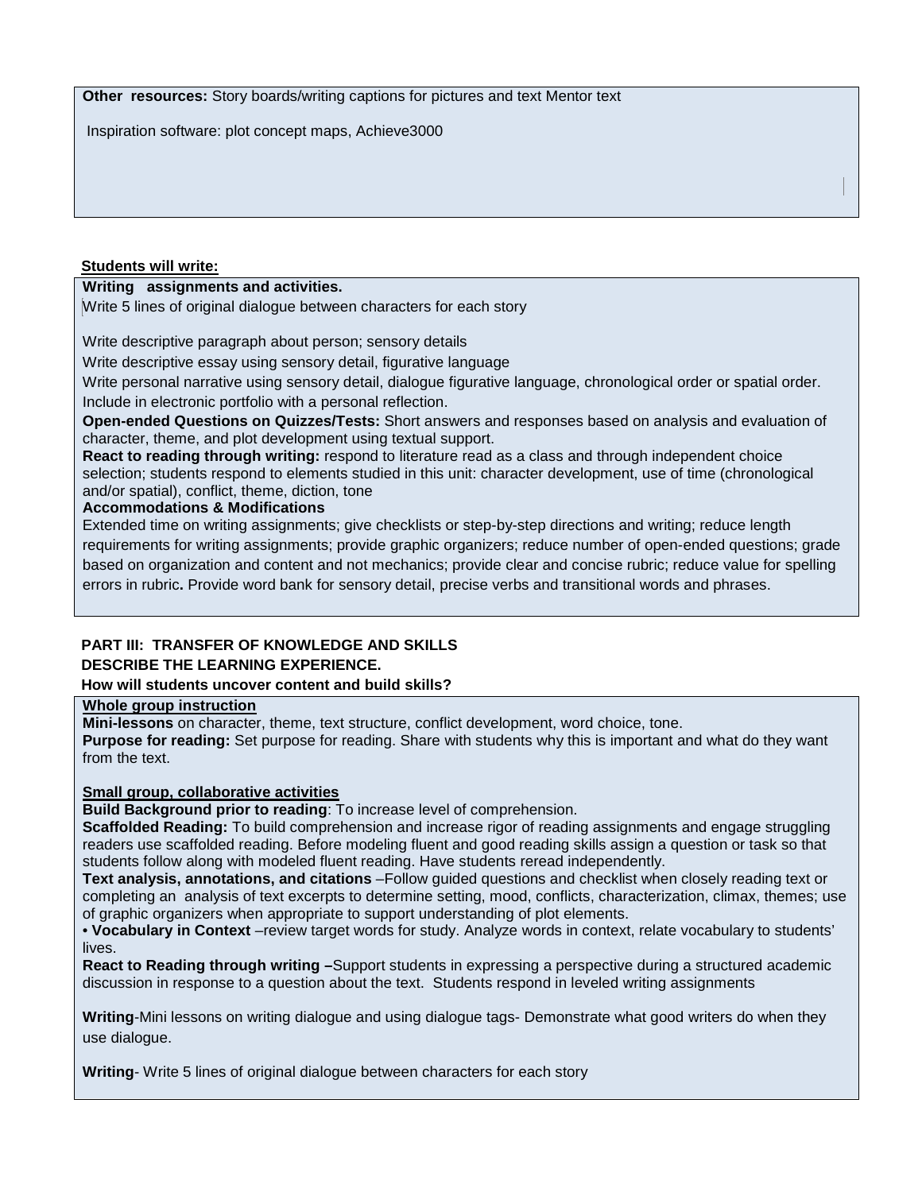**Other resources:** Story boards/writing captions for pictures and text Mentor text

Inspiration software: plot concept maps, Achieve3000

**Students will write:**

**Writing assignments and activities.**

Write 5 lines of original dialogue between characters for each story

Write descriptive paragraph about person; sensory details

Write descriptive essay using sensory detail, figurative language

Write personal narrative using sensory detail, dialogue figurative language, chronological order or spatial order. Include in electronic portfolio with a personal reflection.

**Open-ended Questions on Quizzes/Tests:** Short answers and responses based on analysis and evaluation of character, theme, and plot development using textual support.

**React to reading through writing:** respond to literature read as a class and through independent choice selection; students respond to elements studied in this unit: character development, use of time (chronological and/or spatial), conflict, theme, diction, tone

**Accommodations & Modifications**

Extended time on writing assignments; give checklists or step-by-step directions and writing; reduce length requirements for writing assignments; provide graphic organizers; reduce number of open-ended questions; grade based on organization and content and not mechanics; provide clear and concise rubric; reduce value for spelling errors in rubric**.** Provide word bank for sensory detail, precise verbs and transitional words and phrases.

## PART III: TRANSFER OF KNOWLEDGE AND SKILLS

### DESCRIBE THE LEARNING EXPERIENCE.

**How will students uncover content and build skills?**

**Whole group instruction**

**Mini-lessons** on character, theme, text structure, conflict development, word choice, tone.

**Purpose for reading:** Set purpose for reading. Share with students why this is important and what do they want from the text.

**Small group, collaborative activities**

**Build Background prior to reading**: To increase level of comprehension.

**Scaffolded Reading:** To build comprehension and increase rigor of reading assignments and engage struggling readers use scaffolded reading. Before modeling fluent and good reading skills assign a question or task so that students follow along with modeled fluent reading. Have students reread independently.

**Text analysis, annotations, and citations** –Follow guided questions and checklist when closely reading text or completing an analysis of text excerpts to determine setting, mood, conflicts, characterization, climax, themes; use of graphic organizers when appropriate to support understanding of plot elements.

• **Vocabulary in Context** –review target words for study. Analyze words in context, relate vocabulary to students' lives.

**React to Reading through writing –**Support students in expressing a perspective during a structured academic discussion in response to a question about the text. Students respond in leveled writing assignments

**Writing**-Mini lessons on writing dialogue and using dialogue tags- Demonstrate what good writers do when they use dialogue.

**Writing**- Write 5 lines of original dialogue between characters for each story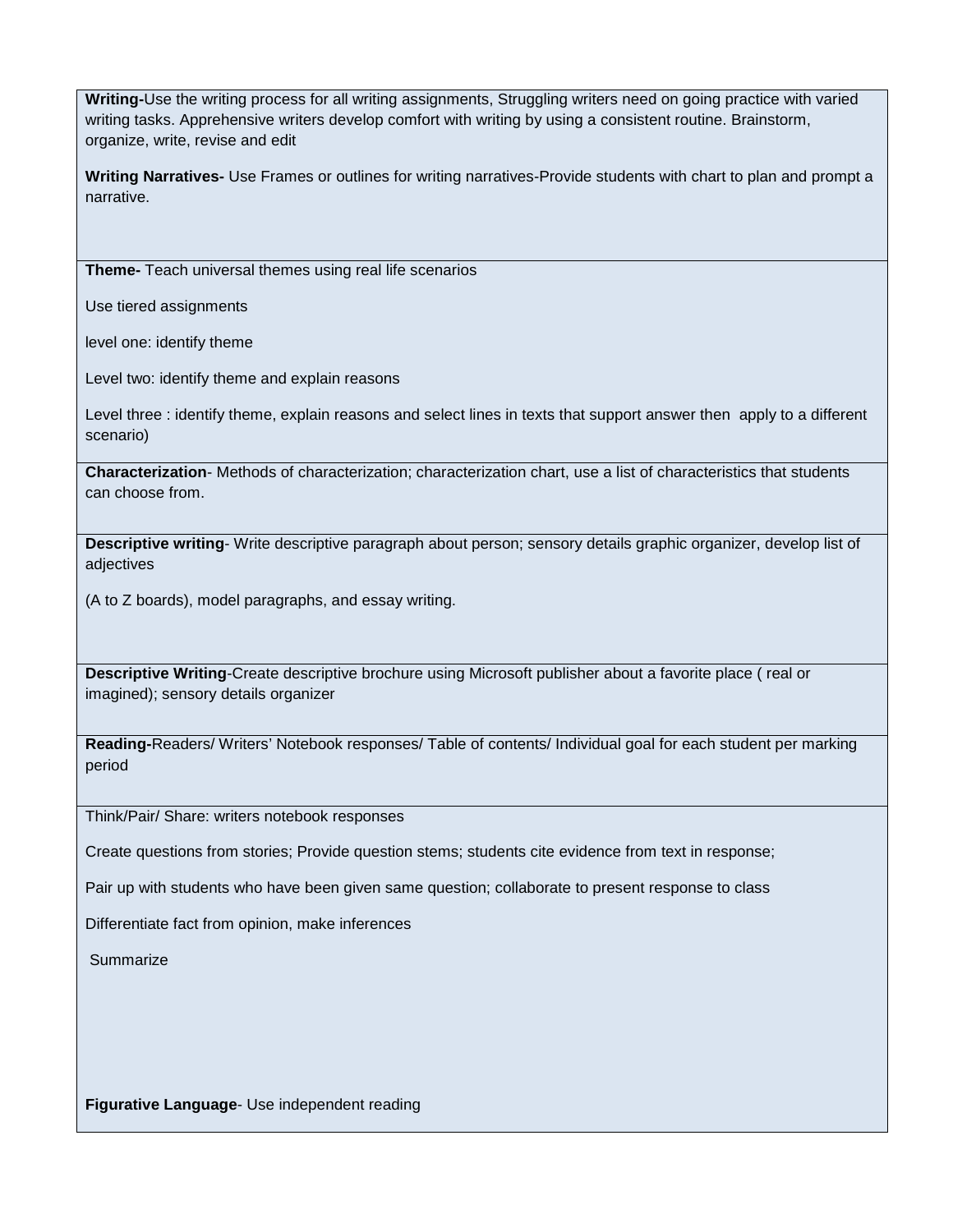**Writing-**Use the writing process for all writing assignments, Struggling writers need on going practice with varied writing tasks. Apprehensive writers develop comfort with writing by using a consistent routine. Brainstorm, organize, write, revise and edit

**Writing Narratives-** Use Frames or outlines for writing narratives-Provide students with chart to plan and prompt a narrative.

---

**Theme-** Teach universal themes using real life scenarios

Use tiered assignments

level one: identify theme

Level two: identify theme and explain reasons

Level three : identify theme, explain reasons and select lines in texts that support answer then apply to a different scenario)

---

**Characterization**- Methods of characterization; characterization chart, use a list of characteristics that students can choose from.

---

**Descriptive writing**- Write descriptive paragraph about person; sensory details graphic organizer, develop list of adjectives

(A to Z boards), model paragraphs, and essay writing.

---

**Descriptive Writing**-Create descriptive brochure using Microsoft publisher about a favorite place ( real or imagined); sensory details organizer

---

**Reading-**Readers/ Writers' Notebook responses/ Table of contents/ Individual goal for each student per marking period

---

Think/Pair/ Share: writers notebook responses

Create questions from stories; Provide question stems; students cite evidence from text in response;

Pair up with students who have been given same question; collaborate to present response to class

Differentiate fact from opinion, make inferences

Summarize

**Figurative Language**- Use independent reading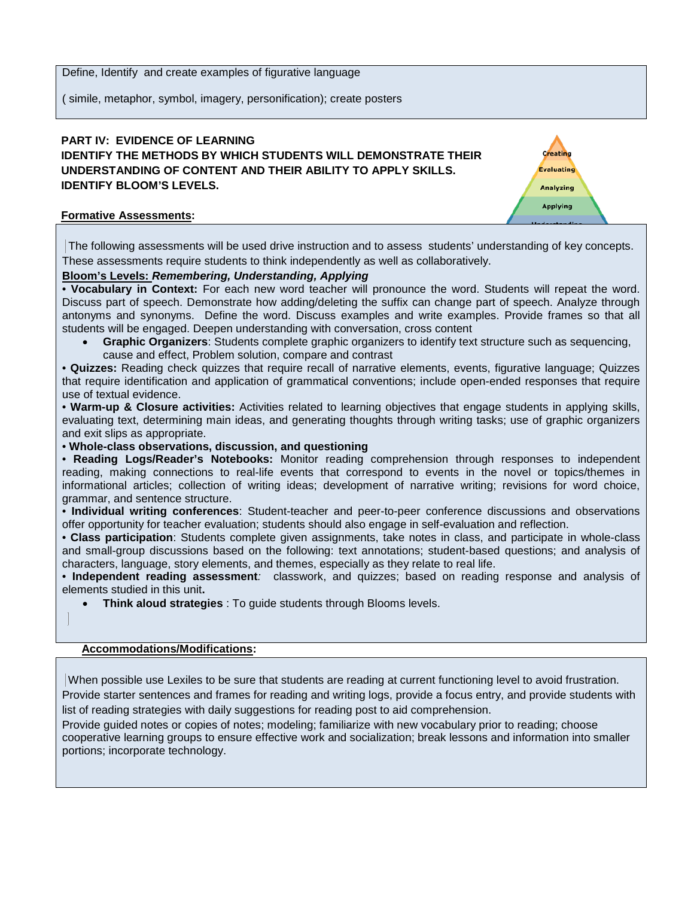Define, Identify and create examples of figurative language

( simile, metaphor, symbol, imagery, personification); create posters

**PART IV: EVIDENCE OF LEARNING**
**IDENTIFY THE METHODS BY WHICH STUDENTS WILL DEMONSTRATE THEIR UNDERSTANDING OF CONTENT AND THEIR ABILITY TO APPLY SKILLS.**
**IDENTIFY BLOOM'S LEVELS.**

Creating
Evaluating
Analyzing
Applying
Understanding

**Formative Assessments:**

The following assessments will be used drive instruction and to assess students' understanding of key concepts. These assessments require students to think independently as well as collaboratively.

**Bloom's Levels: *Remembering, Understanding, Applying***

• **Vocabulary in Context:** For each new word teacher will pronounce the word. Students will repeat the word. Discuss part of speech. Demonstrate how adding/deleting the suffix can change part of speech. Analyze through antonyms and synonyms. Define the word. Discuss examples and write examples. Provide frames so that all students will be engaged. Deepen understanding with conversation, cross content

- **Graphic Organizers**: Students complete graphic organizers to identify text structure such as sequencing, cause and effect, Problem solution, compare and contrast

• **Quizzes:** Reading check quizzes that require recall of narrative elements, events, figurative language; Quizzes that require identification and application of grammatical conventions; include open-ended responses that require use of textual evidence.

• **Warm-up & Closure activities:** Activities related to learning objectives that engage students in applying skills, evaluating text, determining main ideas, and generating thoughts through writing tasks; use of graphic organizers and exit slips as appropriate.

• **Whole-class observations, discussion, and questioning**

• **Reading Logs/Reader's Notebooks:** Monitor reading comprehension through responses to independent reading, making connections to real-life events that correspond to events in the novel or topics/themes in informational articles; collection of writing ideas; development of narrative writing; revisions for word choice, grammar, and sentence structure.

• **Individual writing conferences**: Student-teacher and peer-to-peer conference discussions and observations offer opportunity for teacher evaluation; students should also engage in self-evaluation and reflection.

• **Class participation**: Students complete given assignments, take notes in class, and participate in whole-class and small-group discussions based on the following: text annotations; student-based questions; and analysis of characters, language, story elements, and themes, especially as they relate to real life.

• **Independent reading assessment***:* classwork, and quizzes; based on reading response and analysis of elements studied in this unit**.**

- **Think aloud strategies** : To guide students through Blooms levels.

**Accommodations/Modifications:**

When possible use Lexiles to be sure that students are reading at current functioning level to avoid frustration. Provide starter sentences and frames for reading and writing logs, provide a focus entry, and provide students with list of reading strategies with daily suggestions for reading post to aid comprehension.

Provide guided notes or copies of notes; modeling; familiarize with new vocabulary prior to reading; choose cooperative learning groups to ensure effective work and socialization; break lessons and information into smaller portions; incorporate technology.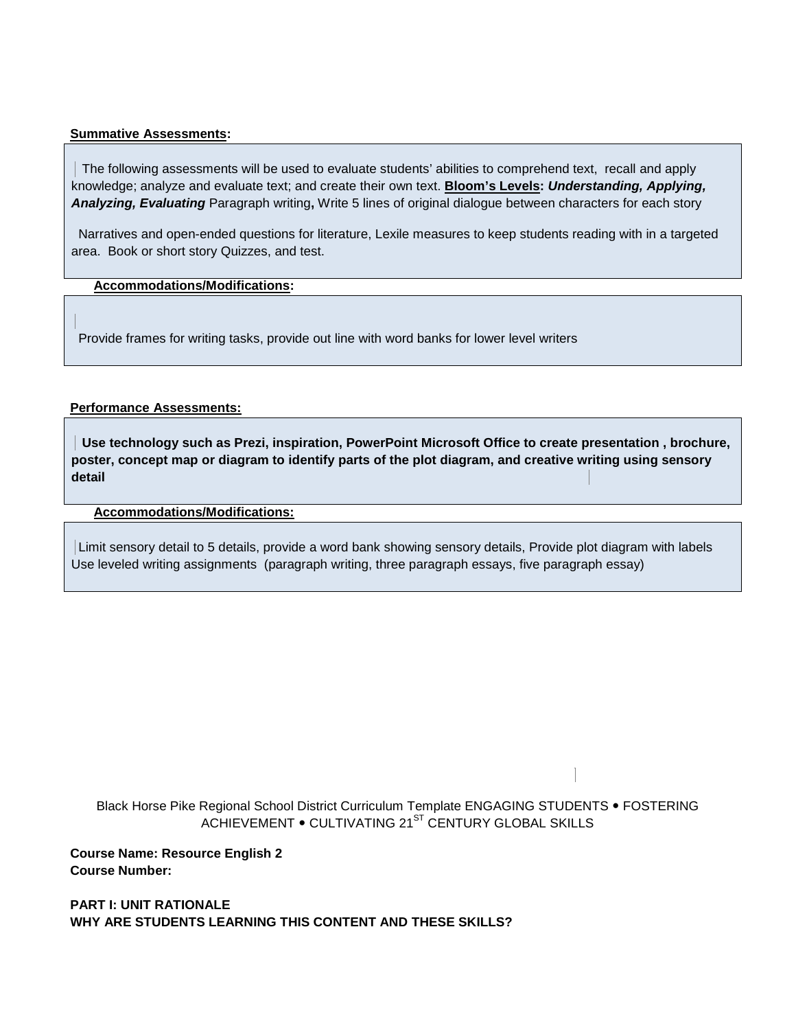**Summative Assessments:**

The following assessments will be used to evaluate students' abilities to comprehend text, recall and apply knowledge; analyze and evaluate text; and create their own text. **Bloom's Levels:** ***Understanding, Applying, Analyzing, Evaluating*** Paragraph writing**,** Write 5 lines of original dialogue between characters for each story

Narratives and open-ended questions for literature, Lexile measures to keep students reading with in a targeted area. Book or short story Quizzes, and test.

**Accommodations/Modifications:**

Provide frames for writing tasks, provide out line with word banks for lower level writers

**Performance Assessments:**

**Use technology such as Prezi, inspiration, PowerPoint Microsoft Office to create presentation , brochure, poster, concept map or diagram to identify parts of the plot diagram, and creative writing using sensory detail**

**Accommodations/Modifications:**

Limit sensory detail to 5 details, provide a word bank showing sensory details, Provide plot diagram with labels Use leveled writing assignments (paragraph writing, three paragraph essays, five paragraph essay)

Black Horse Pike Regional School District Curriculum Template ENGAGING STUDENTS • FOSTERING ACHIEVEMENT • CULTIVATING 21ST CENTURY GLOBAL SKILLS

**Course Name: Resource English 2**
**Course Number:**

**PART I: UNIT RATIONALE**
**WHY ARE STUDENTS LEARNING THIS CONTENT AND THESE SKILLS?**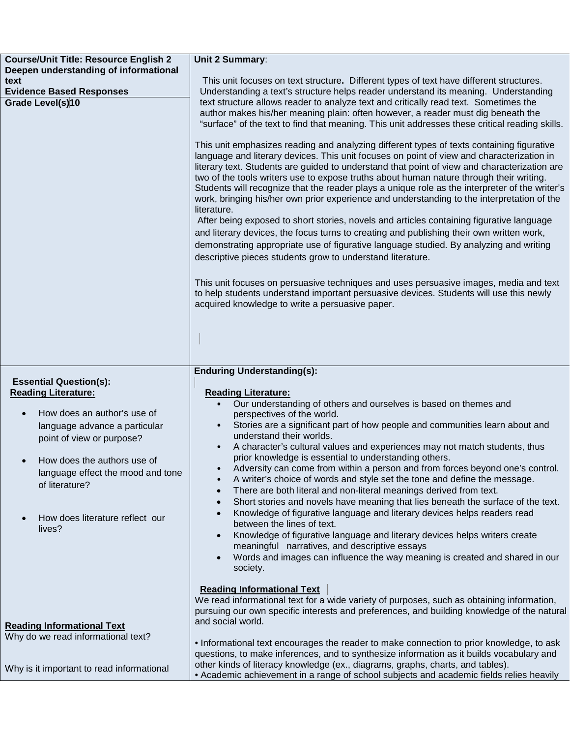| **Course/Unit Title: Resource English 2**<br>**Deepen understanding of informational text**<br>**Evidence Based Responses** | **Unit 2 Summary**:<br><br>This unit focuses on text structure**.** Different types of text have different structures. Understanding a text's structure helps reader understand its meaning. Understanding text structure allows reader to analyze text and critically read text. Sometimes the author makes his/her meaning plain: often however, a reader must dig beneath the "surface" of the text to find that meaning. This unit addresses these critical reading skills.<br><br>This unit emphasizes reading and analyzing different types of texts containing figurative language and literary devices. This unit focuses on point of view and characterization in literary text. Students are guided to understand that point of view and characterization are two of the tools writers use to expose truths about human nature through their writing. Students will recognize that the reader plays a unique role as the interpreter of the writer's work, bringing his/her own prior experience and understanding to the interpretation of the literature.<br>After being exposed to short stories, novels and articles containing figurative language and literary devices, the focus turns to creating and publishing their own written work, demonstrating appropriate use of figurative language studied. By analyzing and writing descriptive pieces students grow to understand literature.<br><br>This unit focuses on persuasive techniques and uses persuasive images, media and text to help students understand important persuasive devices. Students will use this newly acquired knowledge to write a persuasive paper. |
|---|---|
| **Grade Level(s)10** | |
| **Essential Question(s):**<br>**<u>Reading Literature:</u>**<br><br>• How does an author's use of language advance a particular point of view or purpose?<br><br>• How does the authors use of language effect the mood and tone of literature?<br><br>• How does literature reflect our lives?<br><br>**<u>Reading Informational Text</u>**<br>Why do we read informational text?<br><br>Why is it important to read informational | **Enduring Understanding(s):**<br><br>**<u>Reading Literature:</u>**<br>• Our understanding of others and ourselves is based on themes and perspectives of the world.<br>• Stories are a significant part of how people and communities learn about and understand their worlds.<br>• A character's cultural values and experiences may not match students, thus prior knowledge is essential to understanding others.<br>• Adversity can come from within a person and from forces beyond one's control.<br>• A writer's choice of words and style set the tone and define the message.<br>• There are both literal and non-literal meanings derived from text.<br>• Short stories and novels have meaning that lies beneath the surface of the text.<br>• Knowledge of figurative language and literary devices helps readers read between the lines of text.<br>• Knowledge of figurative language and literary devices helps writers create meaningful narratives, and descriptive essays<br>• Words and images can influence the way meaning is created and shared in our society.<br><br>**<u>Reading Informational Text</u>**<br>We read informational text for a wide variety of purposes, such as obtaining information, pursuing our own specific interests and preferences, and building knowledge of the natural and social world.<br><br>• Informational text encourages the reader to make connection to prior knowledge, to ask questions, to make inferences, and to synthesize information as it builds vocabulary and other kinds of literacy knowledge (ex., diagrams, graphs, charts, and tables).<br>• Academic achievement in a range of school subjects and academic fields relies heavily |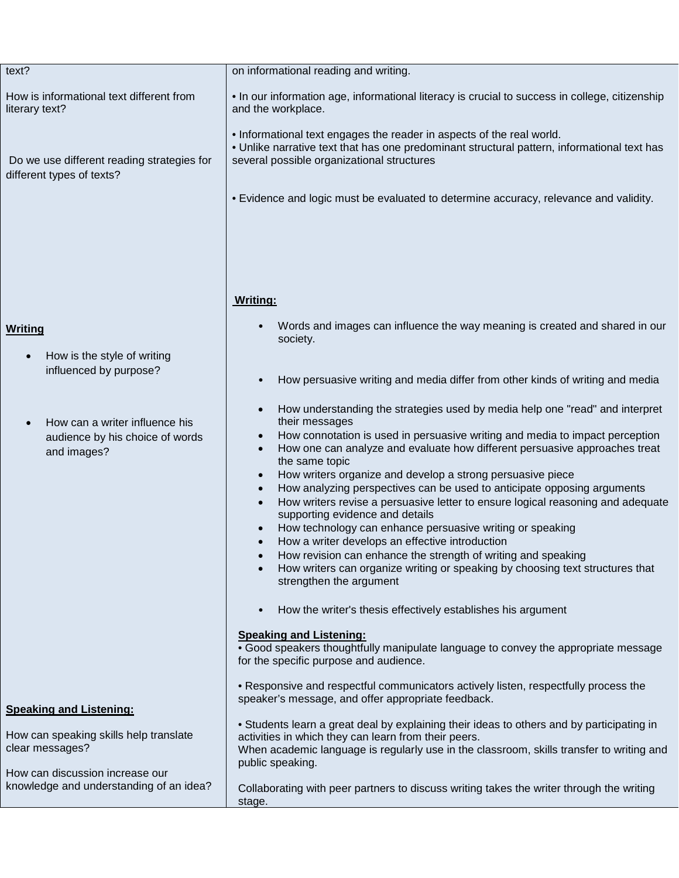| | |
|---|---|
| text?<br><br>How is informational text different from literary text?<br><br>Do we use different reading strategies for different types of texts? | on informational reading and writing.<br><br>• In our information age, informational literacy is crucial to success in college, citizenship and the workplace.<br><br>• Informational text engages the reader in aspects of the real world.<br>• Unlike narrative text that has one predominant structural pattern, informational text has several possible organizational structures<br><br>• Evidence and logic must be evaluated to determine accuracy, relevance and validity. |
| **Writing**<br><br>• How is the style of writing influenced by purpose?<br><br>• How can a writer influence his audience by his choice of words and images? | **Writing:**<br><br>• Words and images can influence the way meaning is created and shared in our society.<br>• How persuasive writing and media differ from other kinds of writing and media<br>• How understanding the strategies used by media help one "read" and interpret their messages<br>• How connotation is used in persuasive writing and media to impact perception<br>• How one can analyze and evaluate how different persuasive approaches treat the same topic<br>• How writers organize and develop a strong persuasive piece<br>• How analyzing perspectives can be used to anticipate opposing arguments<br>• How writers revise a persuasive letter to ensure logical reasoning and adequate supporting evidence and details<br>• How technology can enhance persuasive writing or speaking<br>• How a writer develops an effective introduction<br>• How revision can enhance the strength of writing and speaking<br>• How writers can organize writing or speaking by choosing text structures that strengthen the argument<br>• How the writer's thesis effectively establishes his argument |
| **Speaking and Listening:**<br><br>How can speaking skills help translate clear messages?<br><br>How can discussion increase our knowledge and understanding of an idea? | **Speaking and Listening:**<br>• Good speakers thoughtfully manipulate language to convey the appropriate message for the specific purpose and audience.<br><br>• Responsive and respectful communicators actively listen, respectfully process the speaker's message, and offer appropriate feedback.<br><br>• Students learn a great deal by explaining their ideas to others and by participating in activities in which they can learn from their peers.<br>When academic language is regularly use in the classroom, skills transfer to writing and public speaking.<br><br>Collaborating with peer partners to discuss writing takes the writer through the writing stage. |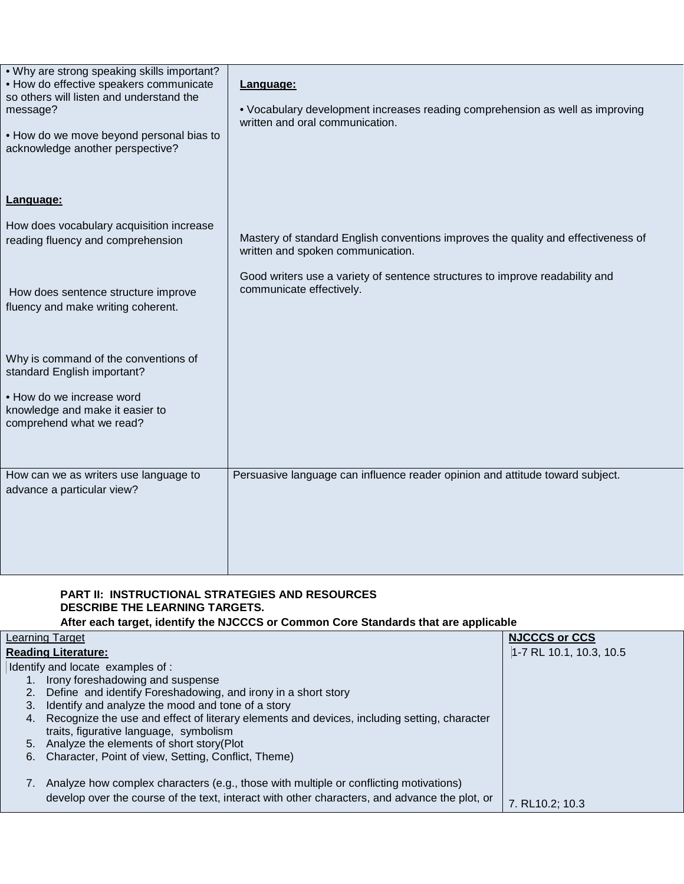| | |
|---|---|
| • Why are strong speaking skills important?<br>• How do effective speakers communicate so others will listen and understand the message?<br><br>• How do we move beyond personal bias to acknowledge another perspective?<br><br>**Language:**<br><br>How does vocabulary acquisition increase reading fluency and comprehension<br><br>How does sentence structure improve fluency and make writing coherent.<br><br>Why is command of the conventions of standard English important?<br><br>• How do we increase word knowledge and make it easier to comprehend what we read? | **Language:**<br><br>• Vocabulary development increases reading comprehension as well as improving written and oral communication.<br><br>Mastery of standard English conventions improves the quality and effectiveness of written and spoken communication.<br><br>Good writers use a variety of sentence structures to improve readability and communicate effectively. |
| How can we as writers use language to advance a particular view? | Persuasive language can influence reader opinion and attitude toward subject. |

**PART II: INSTRUCTIONAL STRATEGIES AND RESOURCES**
**DESCRIBE THE LEARNING TARGETS.**
**After each target, identify the NJCCCS or Common Core Standards that are applicable**

| Learning Target | NJCCCS or CCS |
|---|---|
| **Reading Literature:**<br><br>Identify and locate examples of :<br>1. Irony foreshadowing and suspense<br>2. Define and identify Foreshadowing, and irony in a short story<br>3. Identify and analyze the mood and tone of a story<br>4. Recognize the use and effect of literary elements and devices, including setting, character traits, figurative language, symbolism<br>5. Analyze the elements of short story(Plot<br>6. Character, Point of view, Setting, Conflict, Theme)<br><br>7. Analyze how complex characters (e.g., those with multiple or conflicting motivations) develop over the course of the text, interact with other characters, and advance the plot, or | 1-7 RL 10.1, 10.3, 10.5<br><br>7. RL10.2; 10.3 |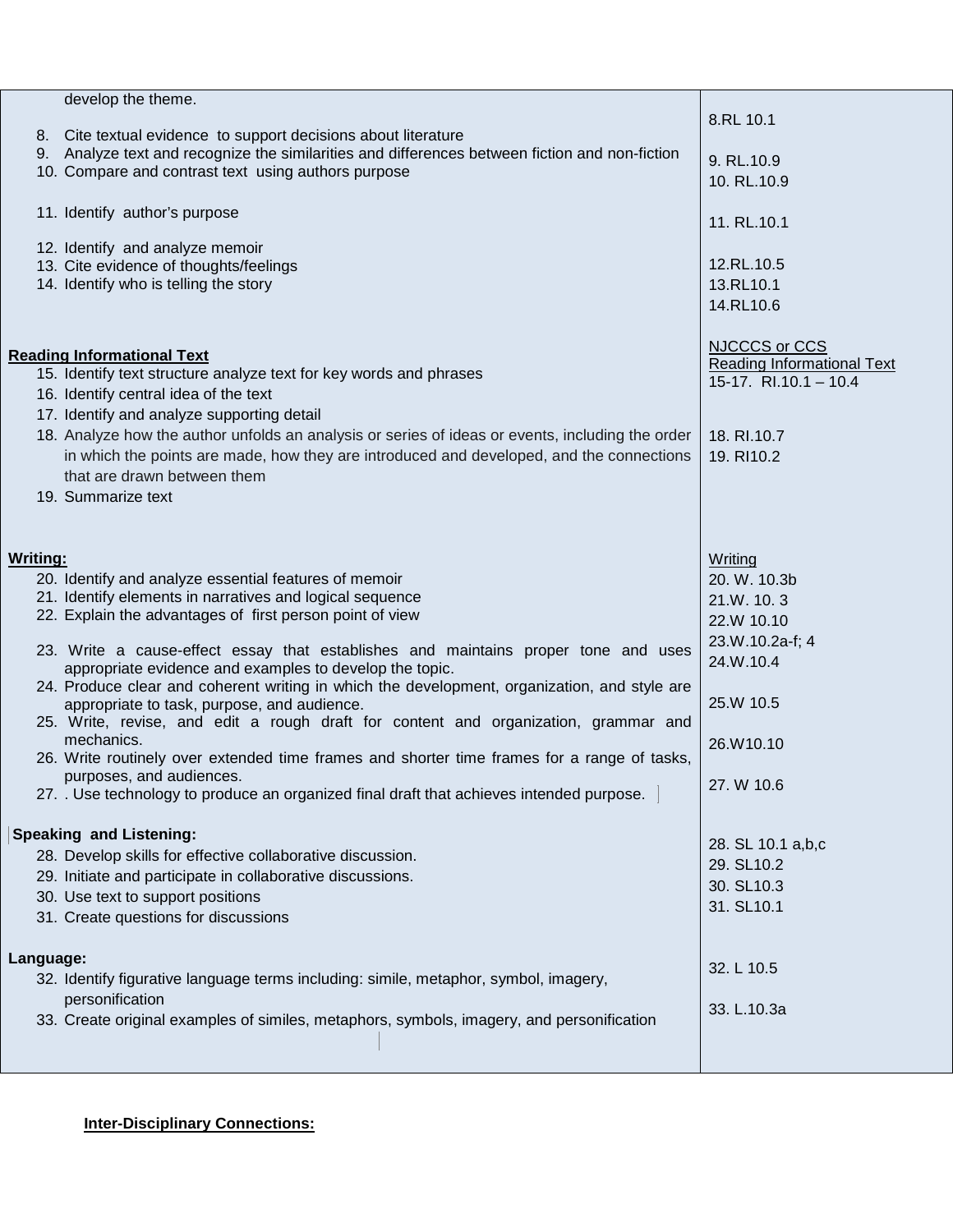| | |
|---|---|
| develop the theme.<br><br>8. Cite textual evidence to support decisions about literature<br>9. Analyze text and recognize the similarities and differences between fiction and non-fiction<br>10. Compare and contrast text using authors purpose<br><br>11. Identify author's purpose<br><br>12. Identify and analyze memoir<br>13. Cite evidence of thoughts/feelings<br>14. Identify who is telling the story | 8.RL 10.1<br><br>9. RL.10.9<br>10. RL.10.9<br><br>11. RL.10.1<br><br>12.RL.10.5<br>13.RL10.1<br>14.RL10.6 |
| **Reading Informational Text**<br>15. Identify text structure analyze text for key words and phrases<br>16. Identify central idea of the text<br>17. Identify and analyze supporting detail<br>18. Analyze how the author unfolds an analysis or series of ideas or events, including the order in which the points are made, how they are introduced and developed, and the connections that are drawn between them<br>19. Summarize text | NJCCCS or CCS<br>Reading Informational Text<br>15-17. RI.10.1 – 10.4<br><br>18. RI.10.7<br>19. RI10.2 |
| **Writing:**<br>20. Identify and analyze essential features of memoir<br>21. Identify elements in narratives and logical sequence<br>22. Explain the advantages of first person point of view<br><br>23. Write a cause-effect essay that establishes and maintains proper tone and uses appropriate evidence and examples to develop the topic.<br>24. Produce clear and coherent writing in which the development, organization, and style are appropriate to task, purpose, and audience.<br>25. Write, revise, and edit a rough draft for content and organization, grammar and mechanics.<br>26. Write routinely over extended time frames and shorter time frames for a range of tasks, purposes, and audiences.<br>27. . Use technology to produce an organized final draft that achieves intended purpose. | Writing<br>20. W. 10.3b<br>21.W. 10. 3<br>22.W 10.10<br>23.W.10.2a-f; 4<br>24.W.10.4<br><br>25.W 10.5<br><br>26.W10.10<br><br>27. W 10.6 |
| **Speaking and Listening:**<br>28. Develop skills for effective collaborative discussion.<br>29. Initiate and participate in collaborative discussions.<br>30. Use text to support positions<br>31. Create questions for discussions | 28. SL 10.1 a,b,c<br>29. SL10.2<br>30. SL10.3<br>31. SL10.1 |
| **Language:**<br>32. Identify figurative language terms including: simile, metaphor, symbol, imagery, personification<br>33. Create original examples of similes, metaphors, symbols, imagery, and personification | 32. L 10.5<br><br>33. L.10.3a |

**Inter-Disciplinary Connections:**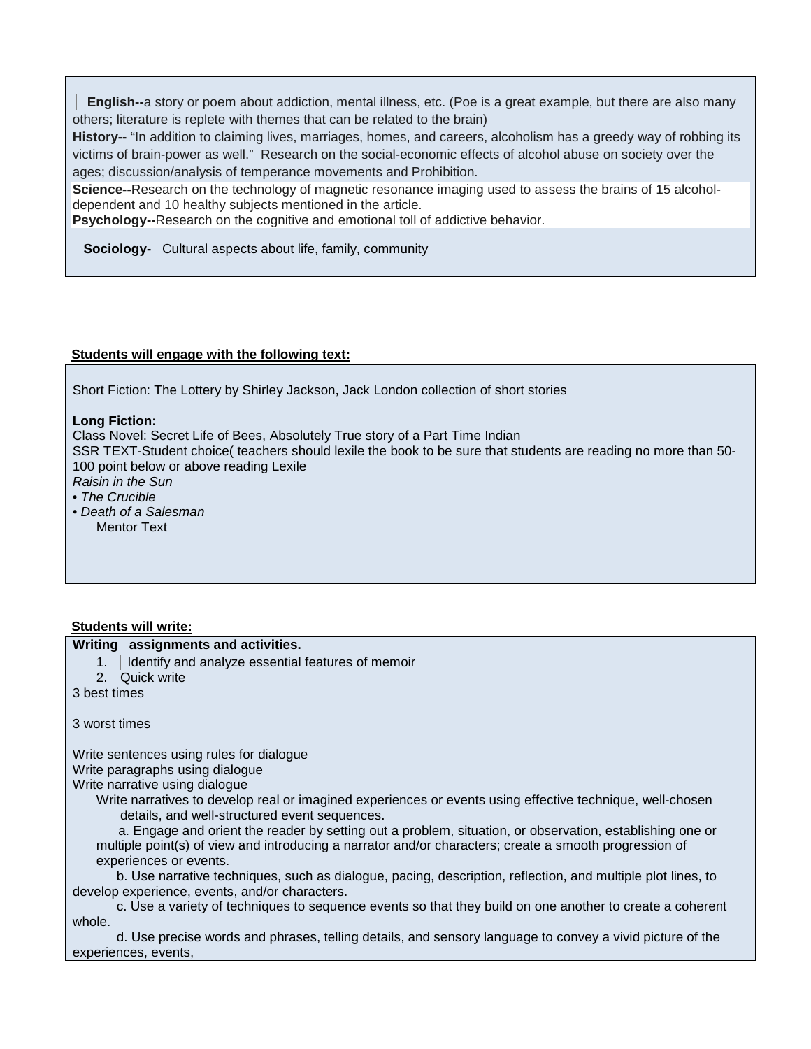**English--**a story or poem about addiction, mental illness, etc. (Poe is a great example, but there are also many others; literature is replete with themes that can be related to the brain)

**History--** "In addition to claiming lives, marriages, homes, and careers, alcoholism has a greedy way of robbing its victims of brain-power as well." Research on the social-economic effects of alcohol abuse on society over the ages; discussion/analysis of temperance movements and Prohibition.

**Science--**Research on the technology of magnetic resonance imaging used to assess the brains of 15 alcohol-dependent and 10 healthy subjects mentioned in the article.

**Psychology--**Research on the cognitive and emotional toll of addictive behavior.

**Sociology-** Cultural aspects about life, family, community

**Students will engage with the following text:**

Short Fiction: The Lottery by Shirley Jackson, Jack London collection of short stories

**Long Fiction:**

Class Novel: Secret Life of Bees, Absolutely True story of a Part Time Indian

SSR TEXT-Student choice( teachers should lexile the book to be sure that students are reading no more than 50-100 point below or above reading Lexile

*Raisin in the Sun*

- *The Crucible*
- *Death of a Salesman*

Mentor Text

**Students will write:**

**Writing assignments and activities.**

1. Identify and analyze essential features of memoir
2. Quick write

3 best times

3 worst times

Write sentences using rules for dialogue

Write paragraphs using dialogue

Write narrative using dialogue

Write narratives to develop real or imagined experiences or events using effective technique, well-chosen details, and well-structured event sequences.

a. Engage and orient the reader by setting out a problem, situation, or observation, establishing one or multiple point(s) of view and introducing a narrator and/or characters; create a smooth progression of experiences or events.

b. Use narrative techniques, such as dialogue, pacing, description, reflection, and multiple plot lines, to develop experience, events, and/or characters.

c. Use a variety of techniques to sequence events so that they build on one another to create a coherent whole.

d. Use precise words and phrases, telling details, and sensory language to convey a vivid picture of the experiences, events,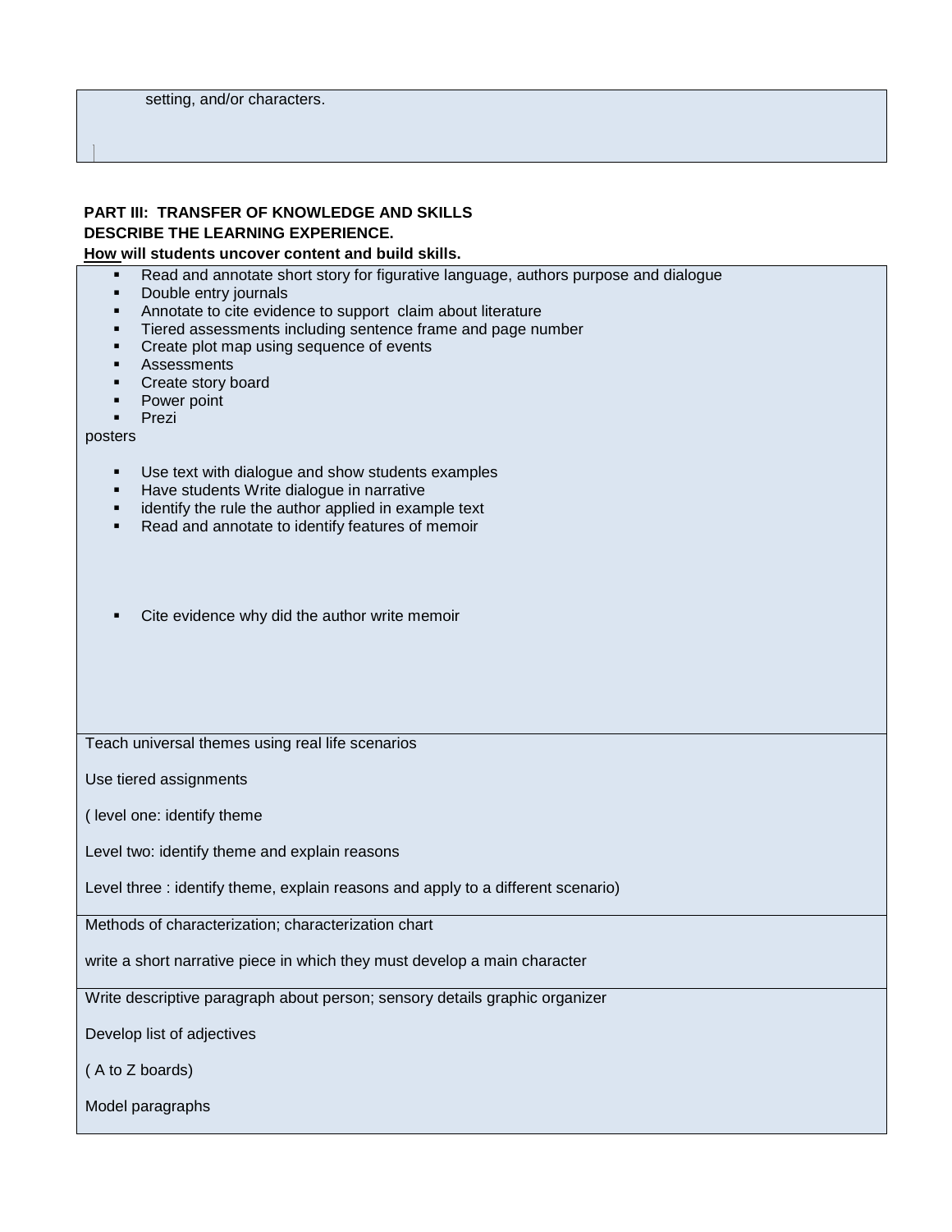setting, and/or characters.

**PART III: TRANSFER OF KNOWLEDGE AND SKILLS**
**DESCRIBE THE LEARNING EXPERIENCE.**
**How will students uncover content and build skills.**

- Read and annotate short story for figurative language, authors purpose and dialogue
- Double entry journals
- Annotate to cite evidence to support claim about literature
- Tiered assessments including sentence frame and page number
- Create plot map using sequence of events
- Assessments
- Create story board
- Power point
- Prezi

posters

- Use text with dialogue and show students examples
- Have students Write dialogue in narrative
- identify the rule the author applied in example text
- Read and annotate to identify features of memoir

- Cite evidence why did the author write memoir

Teach universal themes using real life scenarios

Use tiered assignments

( level one: identify theme

Level two: identify theme and explain reasons

Level three : identify theme, explain reasons and apply to a different scenario)

Methods of characterization; characterization chart

write a short narrative piece in which they must develop a main character

Write descriptive paragraph about person; sensory details graphic organizer

Develop list of adjectives

( A to Z boards)

Model paragraphs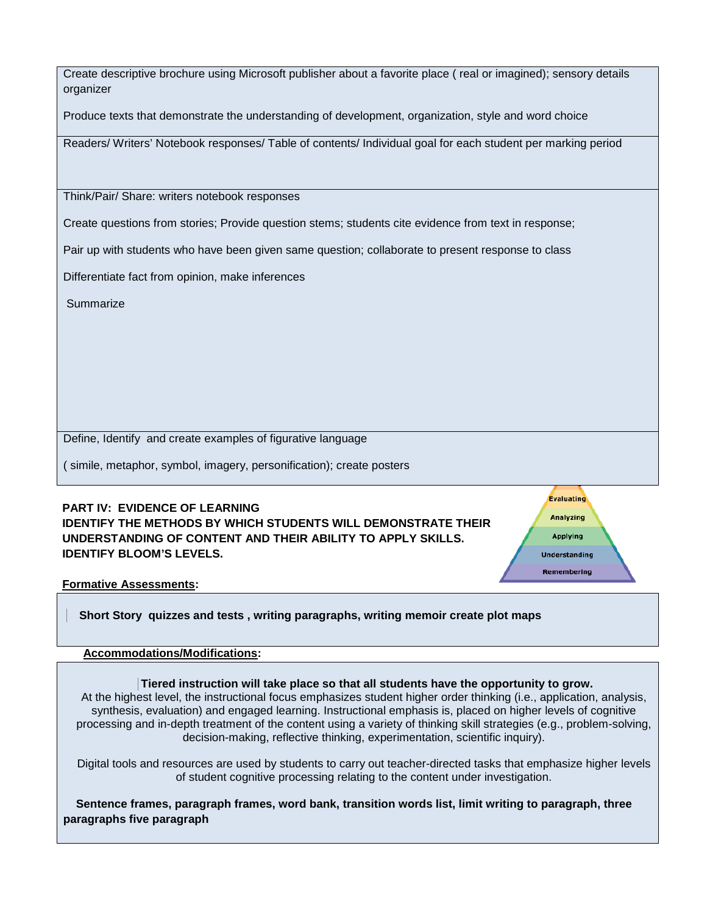| |
|---|
| Create descriptive brochure using Microsoft publisher about a favorite place ( real or imagined); sensory details organizer<br><br>Produce texts that demonstrate the understanding of development, organization, style and word choice |
| Readers/ Writers' Notebook responses/ Table of contents/ Individual goal for each student per marking period |
| Think/Pair/ Share: writers notebook responses<br><br>Create questions from stories; Provide question stems; students cite evidence from text in response;<br><br>Pair up with students who have been given same question; collaborate to present response to class<br><br>Differentiate fact from opinion, make inferences<br><br>Summarize |
| Define, Identify and create examples of figurative language<br><br>( simile, metaphor, symbol, imagery, personification); create posters |

**PART IV: EVIDENCE OF LEARNING**
**IDENTIFY THE METHODS BY WHICH STUDENTS WILL DEMONSTRATE THEIR UNDERSTANDING OF CONTENT AND THEIR ABILITY TO APPLY SKILLS. IDENTIFY BLOOM'S LEVELS.**

Evaluating
Analyzing
Applying
Understanding
Remembering

**Formative Assessments:**

| |
|---|
| **Short Story quizzes and tests , writing paragraphs, writing memoir create plot maps** |

**Accommodations/Modifications:**

| |
|---|
| **Tiered instruction will take place so that all students have the opportunity to grow.**<br>At the highest level, the instructional focus emphasizes student higher order thinking (i.e., application, analysis, synthesis, evaluation) and engaged learning. Instructional emphasis is, placed on higher levels of cognitive processing and in-depth treatment of the content using a variety of thinking skill strategies (e.g., problem-solving, decision-making, reflective thinking, experimentation, scientific inquiry).<br><br>Digital tools and resources are used by students to carry out teacher-directed tasks that emphasize higher levels of student cognitive processing relating to the content under investigation.<br><br>**Sentence frames, paragraph frames, word bank, transition words list, limit writing to paragraph, three paragraphs five paragraph** |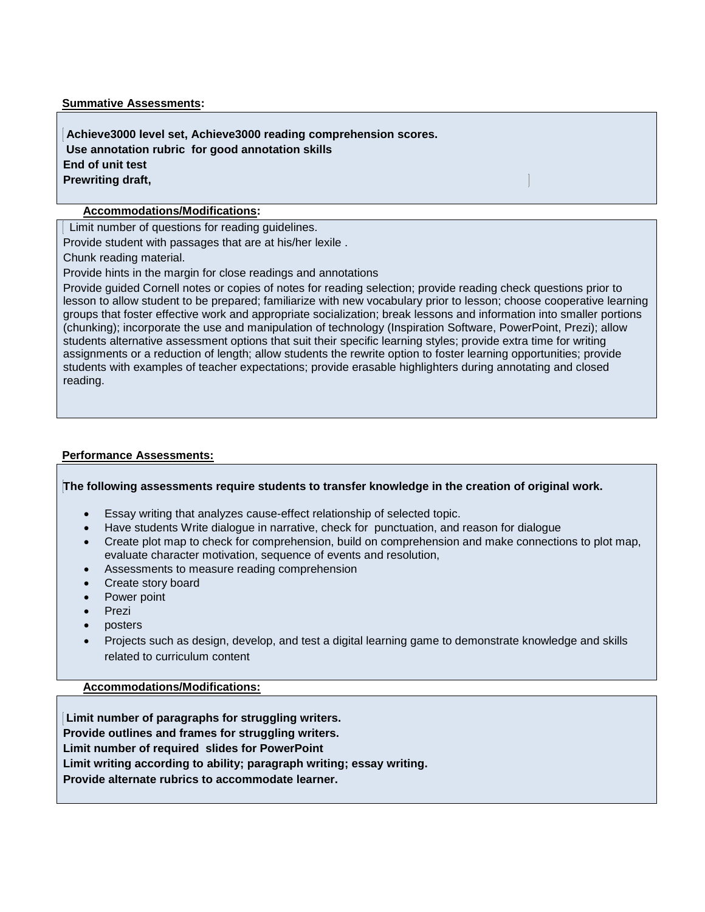**Summative Assessments:**

**Achieve3000 level set, Achieve3000 reading comprehension scores.**
**Use annotation rubric for good annotation skills**
**End of unit test**
**Prewriting draft,**

**Accommodations/Modifications:**

Limit number of questions for reading guidelines.

Provide student with passages that are at his/her lexile .

Chunk reading material.

Provide hints in the margin for close readings and annotations

Provide guided Cornell notes or copies of notes for reading selection; provide reading check questions prior to lesson to allow student to be prepared; familiarize with new vocabulary prior to lesson; choose cooperative learning groups that foster effective work and appropriate socialization; break lessons and information into smaller portions (chunking); incorporate the use and manipulation of technology (Inspiration Software, PowerPoint, Prezi); allow students alternative assessment options that suit their specific learning styles; provide extra time for writing assignments or a reduction of length; allow students the rewrite option to foster learning opportunities; provide students with examples of teacher expectations; provide erasable highlighters during annotating and closed reading.

**Performance Assessments:**

**The following assessments require students to transfer knowledge in the creation of original work.**

- Essay writing that analyzes cause-effect relationship of selected topic.
- Have students Write dialogue in narrative, check for punctuation, and reason for dialogue
- Create plot map to check for comprehension, build on comprehension and make connections to plot map, evaluate character motivation, sequence of events and resolution,
- Assessments to measure reading comprehension
- Create story board
- Power point
- Prezi
- posters
- Projects such as design, develop, and test a digital learning game to demonstrate knowledge and skills related to curriculum content

**Accommodations/Modifications:**

**Limit number of paragraphs for struggling writers.**
**Provide outlines and frames for struggling writers.**
**Limit number of required slides for PowerPoint**
**Limit writing according to ability; paragraph writing; essay writing.**
**Provide alternate rubrics to accommodate learner.**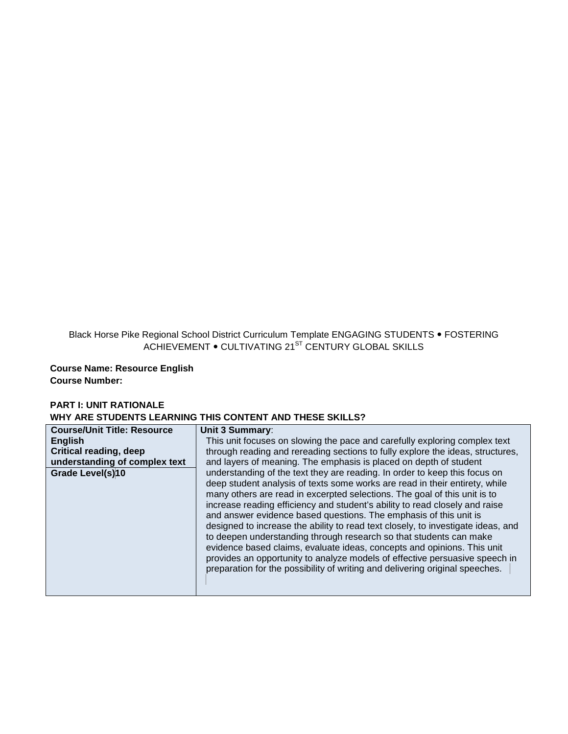Black Horse Pike Regional School District Curriculum Template ENGAGING STUDENTS • FOSTERING ACHIEVEMENT • CULTIVATING 21ST CENTURY GLOBAL SKILLS

**Course Name: Resource English**
**Course Number:**

**PART I: UNIT RATIONALE**
**WHY ARE STUDENTS LEARNING THIS CONTENT AND THESE SKILLS?**

| **Course/Unit Title: Resource English Critical reading, deep understanding of complex text** | **Unit 3 Summary**: |
|---|---|
| **Grade Level(s) 10** | This unit focuses on slowing the pace and carefully exploring complex text through reading and rereading sections to fully explore the ideas, structures, and layers of meaning. The emphasis is placed on depth of student understanding of the text they are reading. In order to keep this focus on deep student analysis of texts some works are read in their entirety, while many others are read in excerpted selections. The goal of this unit is to increase reading efficiency and student's ability to read closely and raise and answer evidence based questions. The emphasis of this unit is designed to increase the ability to read text closely, to investigate ideas, and to deepen understanding through research so that students can make evidence based claims, evaluate ideas, concepts and opinions. This unit provides an opportunity to analyze models of effective persuasive speech in preparation for the possibility of writing and delivering original speeches. |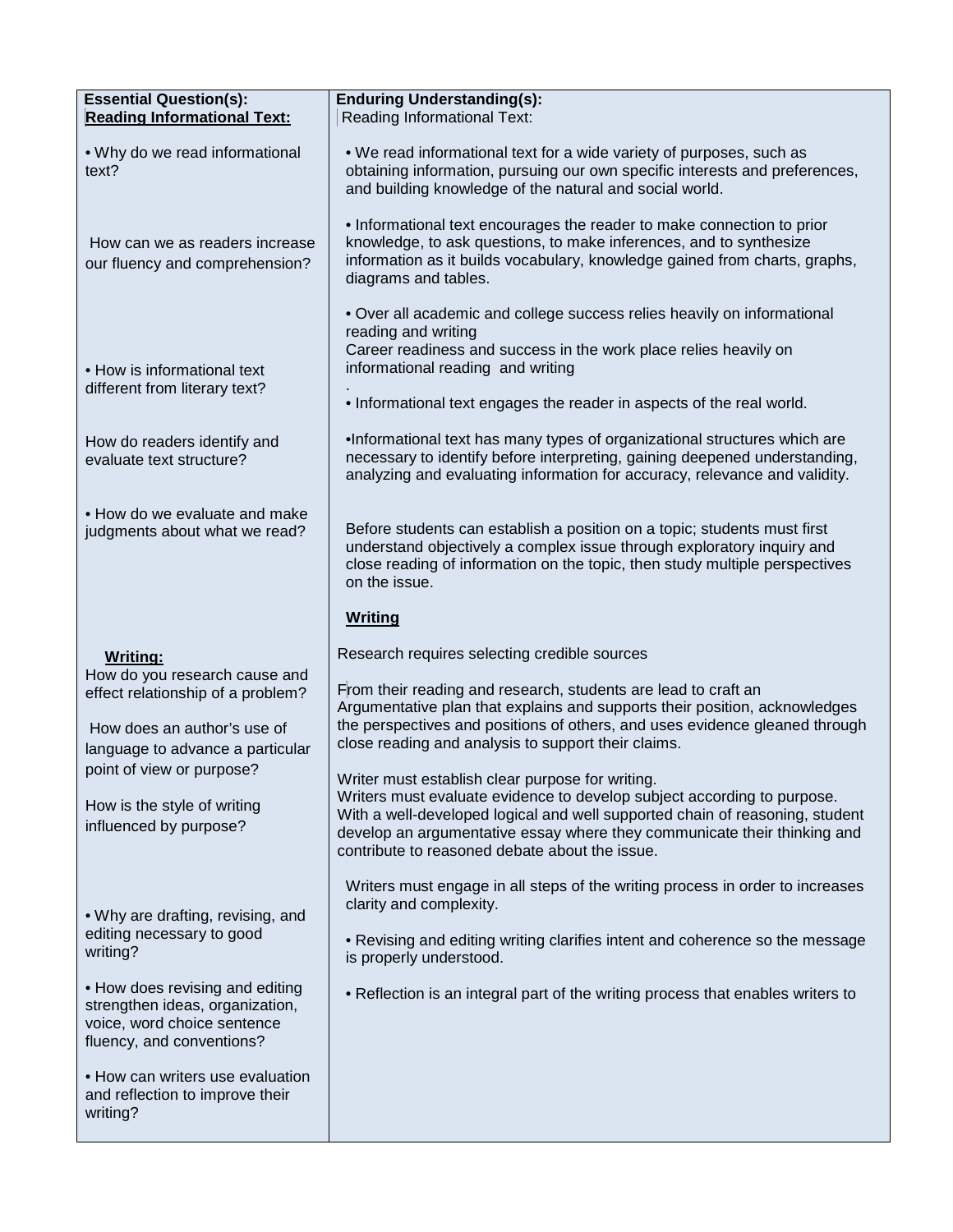| Essential Question(s): | Enduring Understanding(s): |
| --- | --- |
| **Reading Informational Text:** | Reading Informational Text: |
| • Why do we read informational text? | • We read informational text for a wide variety of purposes, such as obtaining information, pursuing our own specific interests and preferences, and building knowledge of the natural and social world. |
| How can we as readers increase our fluency and comprehension? | • Informational text encourages the reader to make connection to prior knowledge, to ask questions, to make inferences, and to synthesize information as it builds vocabulary, knowledge gained from charts, graphs, diagrams and tables. |
| • How is informational text different from literary text? | • Over all academic and college success relies heavily on informational reading and writing<br>Career readiness and success in the work place relies heavily on informational reading and writing<br>.<br>• Informational text engages the reader in aspects of the real world. |
| How do readers identify and evaluate text structure? | •Informational text has many types of organizational structures which are necessary to identify before interpreting, gaining deepened understanding, analyzing and evaluating information for accuracy, relevance and validity. |
| • How do we evaluate and make judgments about what we read? | Before students can establish a position on a topic; students must first understand objectively a complex issue through exploratory inquiry and close reading of information on the topic, then study multiple perspectives on the issue. |
| **Writing:** | **Writing** |
| How do you research cause and effect relationship of a problem? | Research requires selecting credible sources<br><br>From their reading and research, students are lead to craft an Argumentative plan that explains and supports their position, acknowledges the perspectives and positions of others, and uses evidence gleaned through close reading and analysis to support their claims. |
| How does an author's use of language to advance a particular point of view or purpose? | Writer must establish clear purpose for writing. |
| How is the style of writing influenced by purpose? | Writers must evaluate evidence to develop subject according to purpose.<br>With a well-developed logical and well supported chain of reasoning, student develop an argumentative essay where they communicate their thinking and contribute to reasoned debate about the issue. |
| • Why are drafting, revising, and editing necessary to good writing? | Writers must engage in all steps of the writing process in order to increases clarity and complexity. |
| • How does revising and editing strengthen ideas, organization, voice, word choice sentence fluency, and conventions? | • Revising and editing writing clarifies intent and coherence so the message is properly understood. |
| • How can writers use evaluation and reflection to improve their writing? | • Reflection is an integral part of the writing process that enables writers to |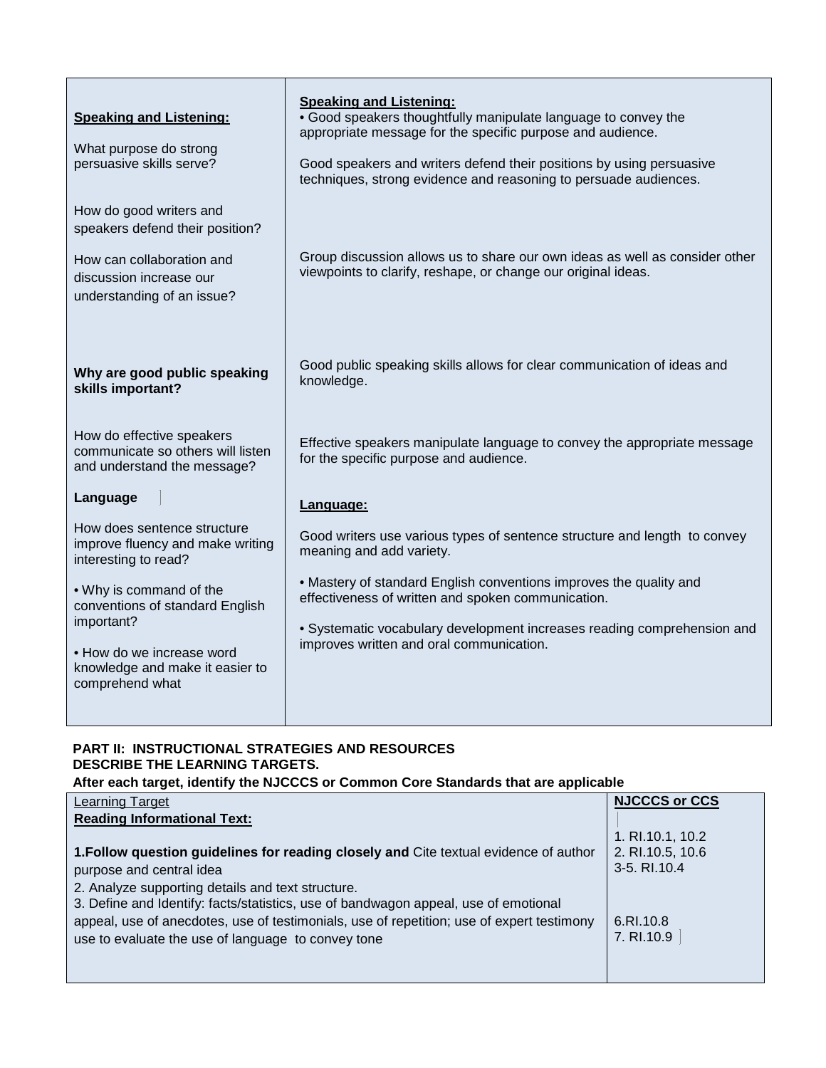| | |
|---|---|
| **Speaking and Listening:**<br><br>What purpose do strong persuasive skills serve?<br><br>How do good writers and speakers defend their position? | **Speaking and Listening:**<br>• Good speakers thoughtfully manipulate language to convey the appropriate message for the specific purpose and audience.<br><br>Good speakers and writers defend their positions by using persuasive techniques, strong evidence and reasoning to persuade audiences. |
| How can collaboration and discussion increase our understanding of an issue? | Group discussion allows us to share our own ideas as well as consider other viewpoints to clarify, reshape, or change our original ideas. |
| **Why are good public speaking skills important?** | Good public speaking skills allows for clear communication of ideas and knowledge. |
| How do effective speakers communicate so others will listen and understand the message? | Effective speakers manipulate language to convey the appropriate message for the specific purpose and audience. |
| **Language** | **Language:** |
| How does sentence structure improve fluency and make writing interesting to read? | Good writers use various types of sentence structure and length to convey meaning and add variety. |
| • Why is command of the conventions of standard English important? | • Mastery of standard English conventions improves the quality and effectiveness of written and spoken communication. |
| • How do we increase word knowledge and make it easier to comprehend what | • Systematic vocabulary development increases reading comprehension and improves written and oral communication. |

**PART II: INSTRUCTIONAL STRATEGIES AND RESOURCES**
**DESCRIBE THE LEARNING TARGETS.**
**After each target, identify the NJCCCS or Common Core Standards that are applicable**

| Learning Target | NJCCCS or CCS |
|---|---|
| **Reading Informational Text:**<br><br>**1.Follow question guidelines for reading closely and** Cite textual evidence of author purpose and central idea<br>2. Analyze supporting details and text structure.<br>3. Define and Identify: facts/statistics, use of bandwagon appeal, use of emotional appeal, use of anecdotes, use of testimonials, use of repetition; use of expert testimony use to evaluate the use of language to convey tone | 1. RI.10.1, 10.2<br>2. RI.10.5, 10.6<br>3-5. RI.10.4<br><br>6.RI.10.8<br>7. RI.10.9 |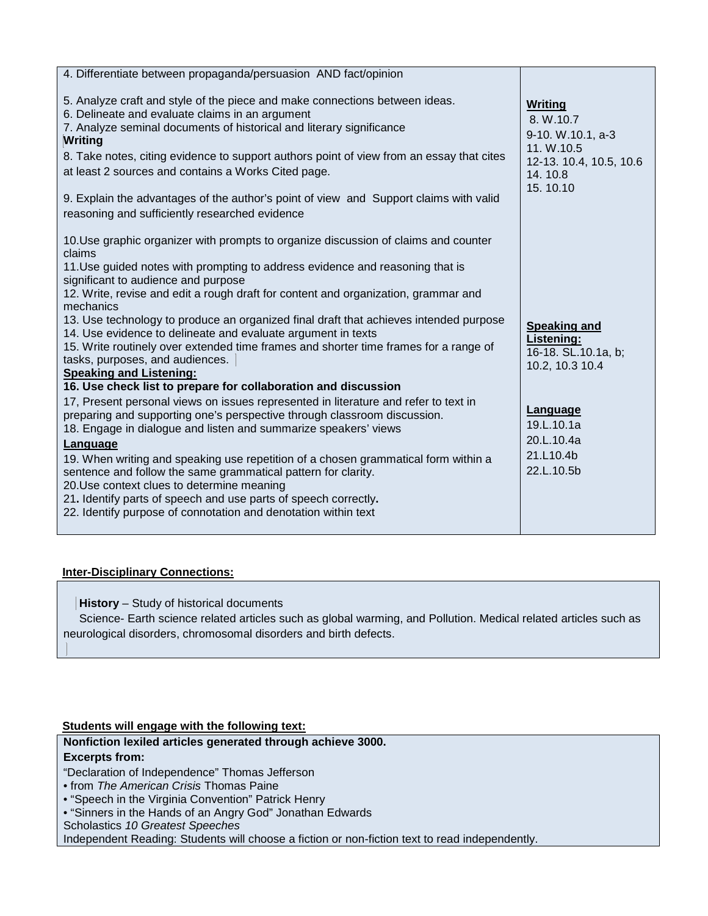| | |
|---|---|
| 4. Differentiate between propaganda/persuasion AND fact/opinion<br><br>5. Analyze craft and style of the piece and make connections between ideas.<br>6. Delineate and evaluate claims in an argument<br>7. Analyze seminal documents of historical and literary significance<br>**Writing**<br>8. Take notes, citing evidence to support authors point of view from an essay that cites at least 2 sources and contains a Works Cited page.<br><br>9. Explain the advantages of the author's point of view and Support claims with valid reasoning and sufficiently researched evidence<br><br>10.Use graphic organizer with prompts to organize discussion of claims and counter claims<br>11.Use guided notes with prompting to address evidence and reasoning that is significant to audience and purpose<br>12. Write, revise and edit a rough draft for content and organization, grammar and mechanics<br>13. Use technology to produce an organized final draft that achieves intended purpose<br>14. Use evidence to delineate and evaluate argument in texts<br>15. Write routinely over extended time frames and shorter time frames for a range of tasks, purposes, and audiences.<br>**Speaking and Listening:**<br>**16. Use check list to prepare for collaboration and discussion**<br>17, Present personal views on issues represented in literature and refer to text in preparing and supporting one's perspective through classroom discussion.<br>18. Engage in dialogue and listen and summarize speakers' views<br>**Language**<br>19. When writing and speaking use repetition of a chosen grammatical form within a sentence and follow the same grammatical pattern for clarity.<br>20.Use context clues to determine meaning<br>21**.** Identify parts of speech and use parts of speech correctly**.**<br>22. Identify purpose of connotation and denotation within text | **Writing**<br>8. W.10.7<br>9-10. W.10.1, a-3<br>11. W.10.5<br>12-13. 10.4, 10.5, 10.6<br>14. 10.8<br>15. 10.10<br><br>**Speaking and Listening:**<br>16-18. SL.10.1a, b; 10.2, 10.3 10.4<br><br>**Language**<br>19.L.10.1a<br>20.L.10.4a<br>21.L10.4b<br>22.L.10.5b |

**Inter-Disciplinary Connections:**

**History** – Study of historical documents
Science- Earth science related articles such as global warming, and Pollution. Medical related articles such as neurological disorders, chromosomal disorders and birth defects.

**Students will engage with the following text:**

**Nonfiction lexiled articles generated through achieve 3000.**
**Excerpts from:**
"Declaration of Independence" Thomas Jefferson
• from *The American Crisis* Thomas Paine
• "Speech in the Virginia Convention" Patrick Henry
• "Sinners in the Hands of an Angry God" Jonathan Edwards
Scholastics *10 Greatest Speeches*
Independent Reading: Students will choose a fiction or non-fiction text to read independently.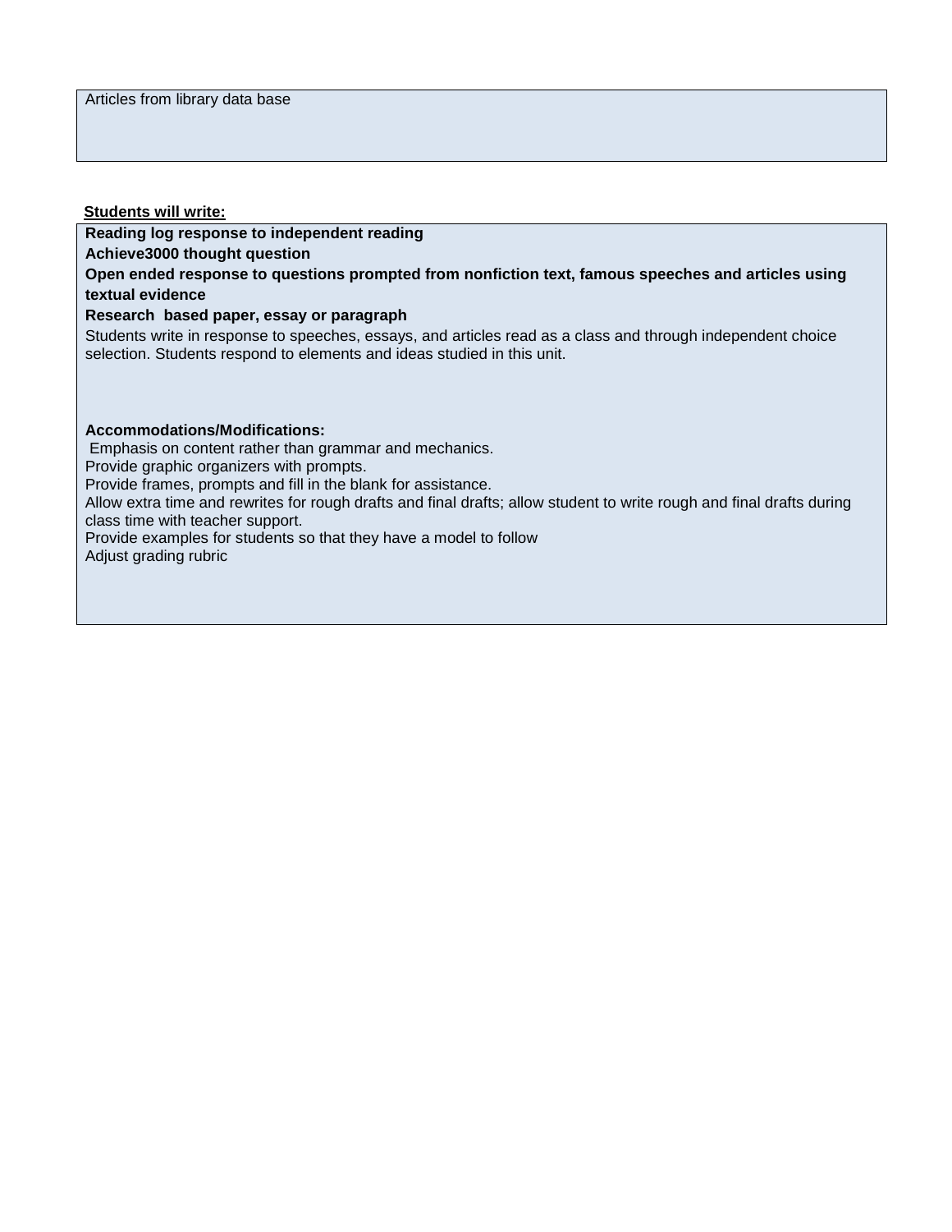Articles from library data base

**Students will write:**

**Reading log response to independent reading**

**Achieve3000 thought question**

**Open ended response to questions prompted from nonfiction text, famous speeches and articles using textual evidence**

**Research based paper, essay or paragraph**

Students write in response to speeches, essays, and articles read as a class and through independent choice selection. Students respond to elements and ideas studied in this unit.

**Accommodations/Modifications:**

Emphasis on content rather than grammar and mechanics.

Provide graphic organizers with prompts.

Provide frames, prompts and fill in the blank for assistance.

Allow extra time and rewrites for rough drafts and final drafts; allow student to write rough and final drafts during class time with teacher support.

Provide examples for students so that they have a model to follow

Adjust grading rubric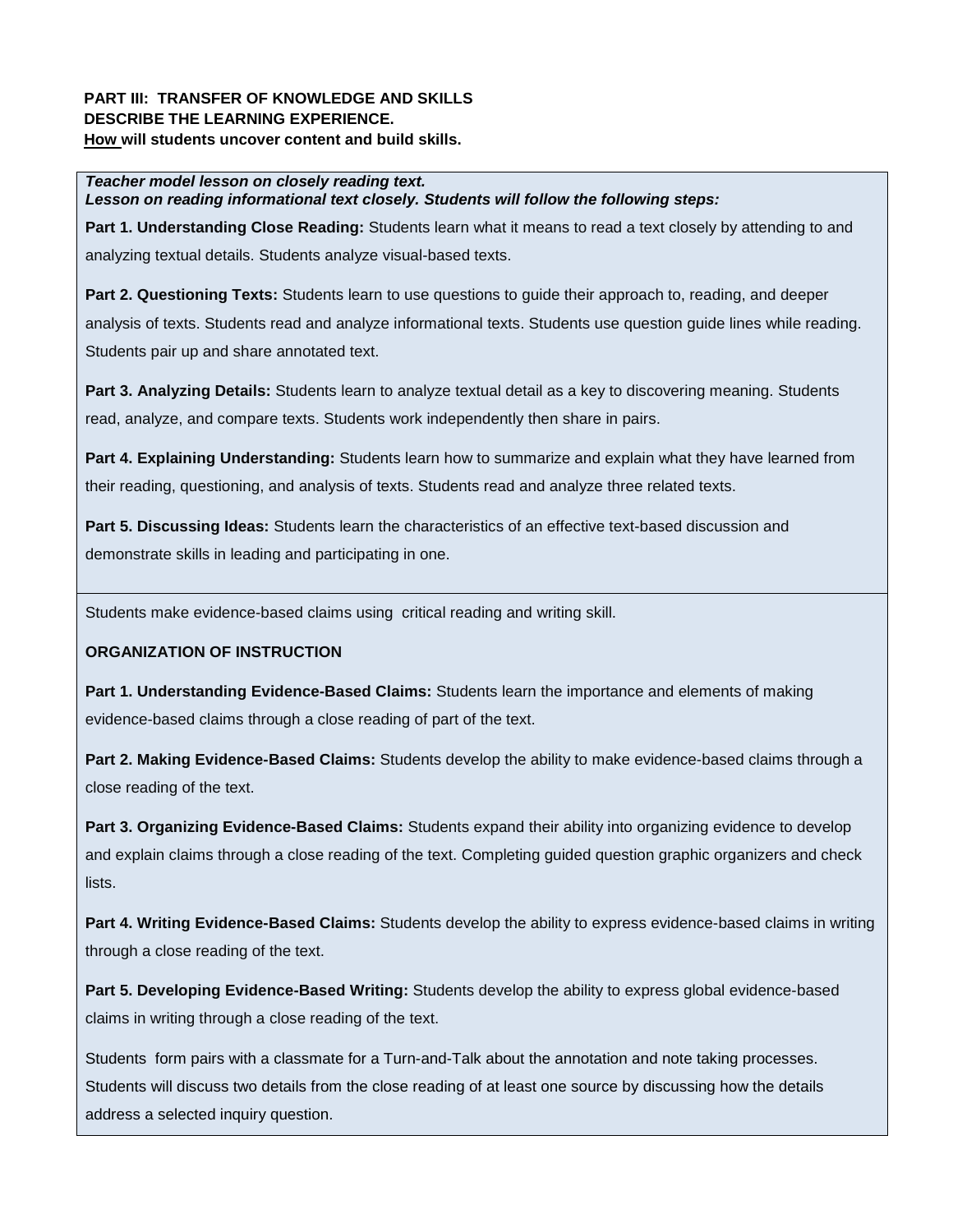**PART III: TRANSFER OF KNOWLEDGE AND SKILLS**
**DESCRIBE THE LEARNING EXPERIENCE.**
**How will students uncover content and build skills.**

***Teacher model lesson on closely reading text.***
***Lesson on reading informational text closely. Students will follow the following steps:***

**Part 1. Understanding Close Reading:** Students learn what it means to read a text closely by attending to and analyzing textual details. Students analyze visual-based texts.

**Part 2. Questioning Texts:** Students learn to use questions to guide their approach to, reading, and deeper analysis of texts. Students read and analyze informational texts. Students use question guide lines while reading. Students pair up and share annotated text.

**Part 3. Analyzing Details:** Students learn to analyze textual detail as a key to discovering meaning. Students read, analyze, and compare texts. Students work independently then share in pairs.

**Part 4. Explaining Understanding:** Students learn how to summarize and explain what they have learned from their reading, questioning, and analysis of texts. Students read and analyze three related texts.

**Part 5. Discussing Ideas:** Students learn the characteristics of an effective text-based discussion and demonstrate skills in leading and participating in one.

Students make evidence-based claims using critical reading and writing skill.

**ORGANIZATION OF INSTRUCTION**

**Part 1. Understanding Evidence-Based Claims:** Students learn the importance and elements of making evidence-based claims through a close reading of part of the text.

**Part 2. Making Evidence-Based Claims:** Students develop the ability to make evidence-based claims through a close reading of the text.

**Part 3. Organizing Evidence-Based Claims:** Students expand their ability into organizing evidence to develop and explain claims through a close reading of the text. Completing guided question graphic organizers and check lists.

**Part 4. Writing Evidence-Based Claims:** Students develop the ability to express evidence-based claims in writing through a close reading of the text.

**Part 5. Developing Evidence-Based Writing:** Students develop the ability to express global evidence-based claims in writing through a close reading of the text.

Students form pairs with a classmate for a Turn-and-Talk about the annotation and note taking processes. Students will discuss two details from the close reading of at least one source by discussing how the details address a selected inquiry question.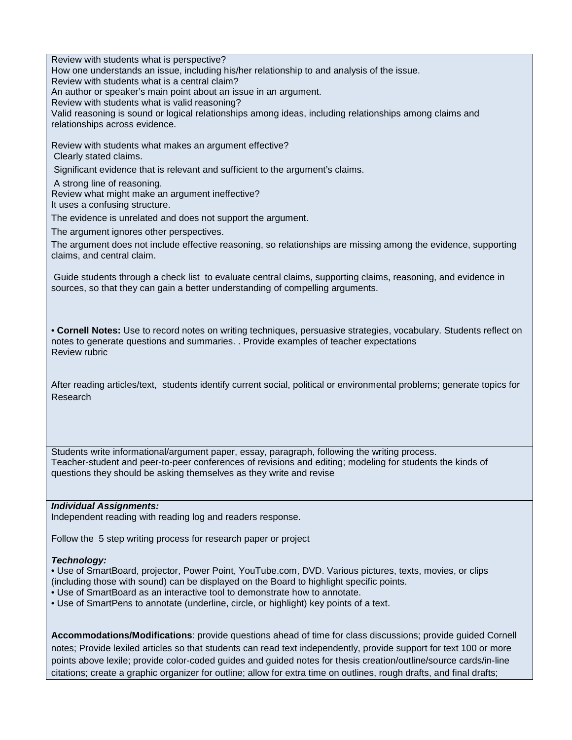Review with students what is perspective?
How one understands an issue, including his/her relationship to and analysis of the issue.
Review with students what is a central claim?
An author or speaker's main point about an issue in an argument.
Review with students what is valid reasoning?
Valid reasoning is sound or logical relationships among ideas, including relationships among claims and relationships across evidence.

Review with students what makes an argument effective?
Clearly stated claims.
Significant evidence that is relevant and sufficient to the argument's claims.
A strong line of reasoning.
Review what might make an argument ineffective?
It uses a confusing structure.
The evidence is unrelated and does not support the argument.
The argument ignores other perspectives.
The argument does not include effective reasoning, so relationships are missing among the evidence, supporting claims, and central claim.

Guide students through a check list to evaluate central claims, supporting claims, reasoning, and evidence in sources, so that they can gain a better understanding of compelling arguments.

• **Cornell Notes:** Use to record notes on writing techniques, persuasive strategies, vocabulary. Students reflect on notes to generate questions and summaries. . Provide examples of teacher expectations
Review rubric

After reading articles/text, students identify current social, political or environmental problems; generate topics for Research

Students write informational/argument paper, essay, paragraph, following the writing process.
Teacher-student and peer-to-peer conferences of revisions and editing; modeling for students the kinds of questions they should be asking themselves as they write and revise

***Individual Assignments:***
Independent reading with reading log and readers response.

Follow the 5 step writing process for research paper or project

***Technology:***
• Use of SmartBoard, projector, Power Point, YouTube.com, DVD. Various pictures, texts, movies, or clips (including those with sound) can be displayed on the Board to highlight specific points.
• Use of SmartBoard as an interactive tool to demonstrate how to annotate.
• Use of SmartPens to annotate (underline, circle, or highlight) key points of a text.

**Accommodations/Modifications**: provide questions ahead of time for class discussions; provide guided Cornell notes; Provide lexiled articles so that students can read text independently, provide support for text 100 or more points above lexile; provide color-coded guides and guided notes for thesis creation/outline/source cards/in-line citations; create a graphic organizer for outline; allow for extra time on outlines, rough drafts, and final drafts;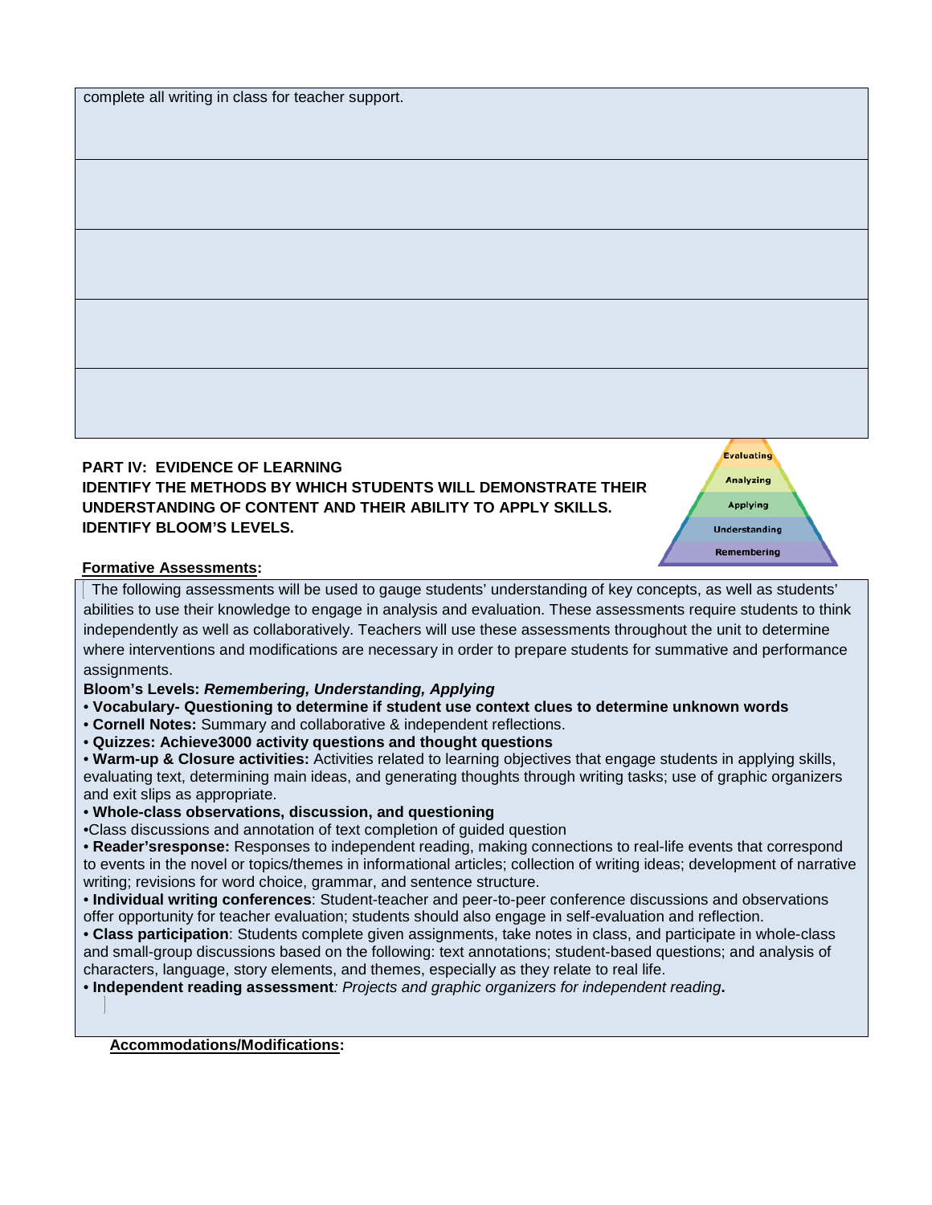complete all writing in class for teacher support.

**PART IV: EVIDENCE OF LEARNING**
**IDENTIFY THE METHODS BY WHICH STUDENTS WILL DEMONSTRATE THEIR UNDERSTANDING OF CONTENT AND THEIR ABILITY TO APPLY SKILLS.**
**IDENTIFY BLOOM'S LEVELS.**

Evaluating
Analyzing
Applying
Understanding
Remembering

**Formative Assessments:**

The following assessments will be used to gauge students' understanding of key concepts, as well as students' abilities to use their knowledge to engage in analysis and evaluation. These assessments require students to think independently as well as collaboratively. Teachers will use these assessments throughout the unit to determine where interventions and modifications are necessary in order to prepare students for summative and performance assignments.

**Bloom's Levels:** ***Remembering, Understanding, Applying***

- **Vocabulary- Questioning to determine if student use context clues to determine unknown words**
- **Cornell Notes:** Summary and collaborative & independent reflections.
- **Quizzes: Achieve3000 activity questions and thought questions**
- **Warm-up & Closure activities:** Activities related to learning objectives that engage students in applying skills, evaluating text, determining main ideas, and generating thoughts through writing tasks; use of graphic organizers and exit slips as appropriate.
- **Whole-class observations, discussion, and questioning**
- Class discussions and annotation of text completion of guided question
- **Reader'sresponse:** Responses to independent reading, making connections to real-life events that correspond to events in the novel or topics/themes in informational articles; collection of writing ideas; development of narrative writing; revisions for word choice, grammar, and sentence structure.
- **Individual writing conferences**: Student-teacher and peer-to-peer conference discussions and observations offer opportunity for teacher evaluation; students should also engage in self-evaluation and reflection.
- **Class participation**: Students complete given assignments, take notes in class, and participate in whole-class and small-group discussions based on the following: text annotations; student-based questions; and analysis of characters, language, story elements, and themes, especially as they relate to real life.
- **Independent reading assessment***: Projects and graphic organizers for independent reading***.**

**Accommodations/Modifications:**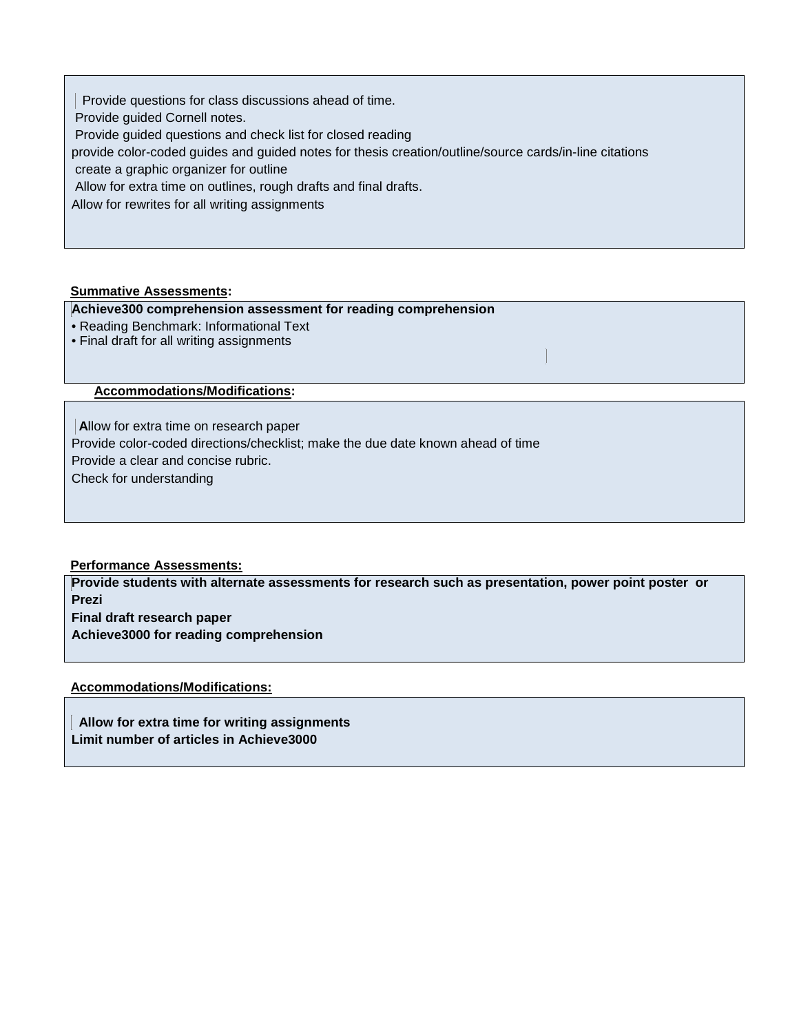Provide questions for class discussions ahead of time.
Provide guided Cornell notes.
Provide guided questions and check list for closed reading
provide color-coded guides and guided notes for thesis creation/outline/source cards/in-line citations
create a graphic organizer for outline
Allow for extra time on outlines, rough drafts and final drafts.
Allow for rewrites for all writing assignments

**Summative Assessments:**

**Achieve300 comprehension assessment for reading comprehension**

- Reading Benchmark: Informational Text
- Final draft for all writing assignments

**Accommodations/Modifications:**

Allow for extra time on research paper
Provide color-coded directions/checklist; make the due date known ahead of time
Provide a clear and concise rubric.
Check for understanding

**Performance Assessments:**

**Provide students with alternate assessments for research such as presentation, power point poster or Prezi**
**Final draft research paper**
**Achieve3000 for reading comprehension**

**Accommodations/Modifications:**

**Allow for extra time for writing assignments**
**Limit number of articles in Achieve3000**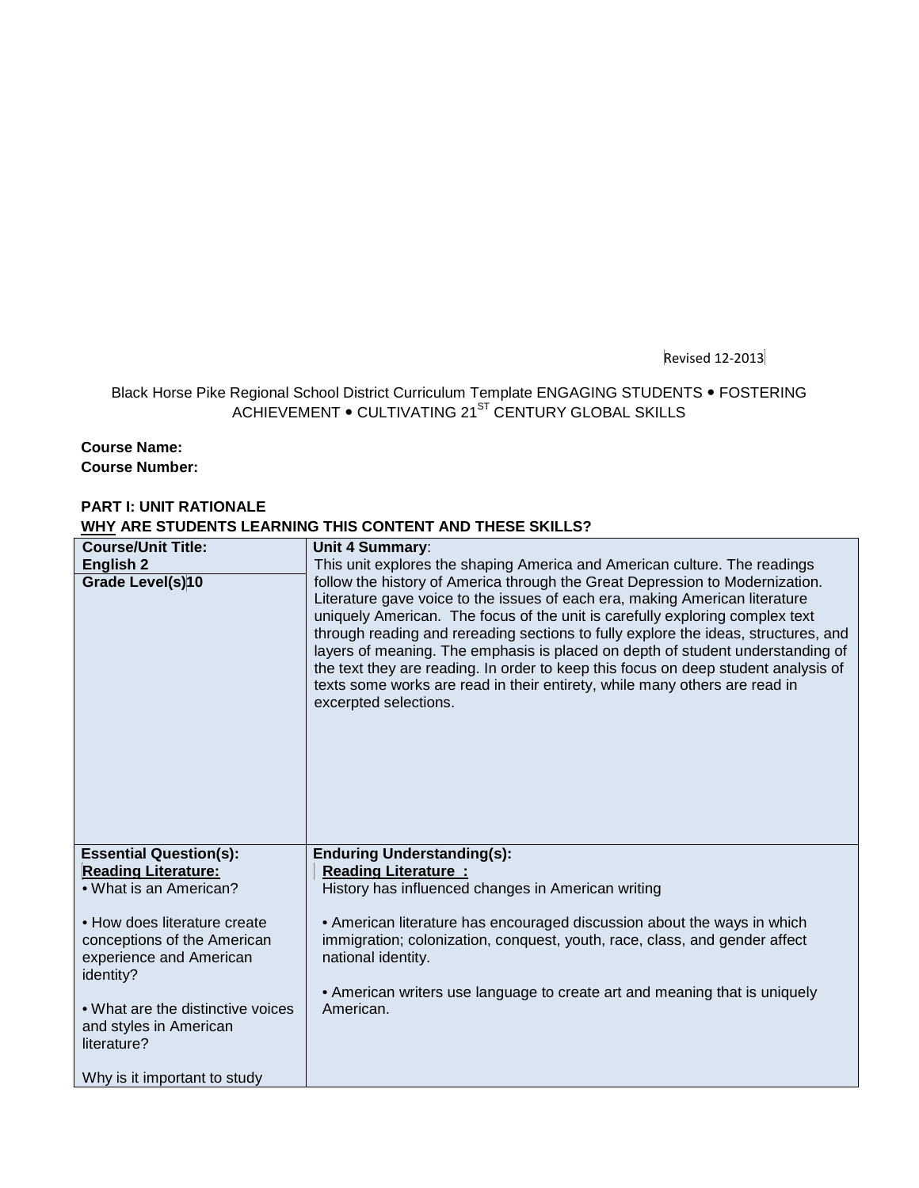Revised 12-2013

Black Horse Pike Regional School District Curriculum Template ENGAGING STUDENTS • FOSTERING ACHIEVEMENT • CULTIVATING 21ST CENTURY GLOBAL SKILLS

**Course Name:**
**Course Number:**

**PART I: UNIT RATIONALE**
**WHY ARE STUDENTS LEARNING THIS CONTENT AND THESE SKILLS?**

| **Course/Unit Title:** **English 2** **Grade Level(s) 10** | **Unit 4 Summary**: This unit explores the shaping America and American culture. The readings follow the history of America through the Great Depression to Modernization. Literature gave voice to the issues of each era, making American literature uniquely American. The focus of the unit is carefully exploring complex text through reading and rereading sections to fully explore the ideas, structures, and layers of meaning. The emphasis is placed on depth of student understanding of the text they are reading. In order to keep this focus on deep student analysis of texts some works are read in their entirety, while many others are read in excerpted selections. |
|---|---|
| **Essential Question(s):** **Reading Literature:** • What is an American? • How does literature create conceptions of the American experience and American identity? • What are the distinctive voices and styles in American literature? Why is it important to study | **Enduring Understanding(s):** **Reading Literature :** History has influenced changes in American writing • American literature has encouraged discussion about the ways in which immigration; colonization, conquest, youth, race, class, and gender affect national identity. • American writers use language to create art and meaning that is uniquely American. |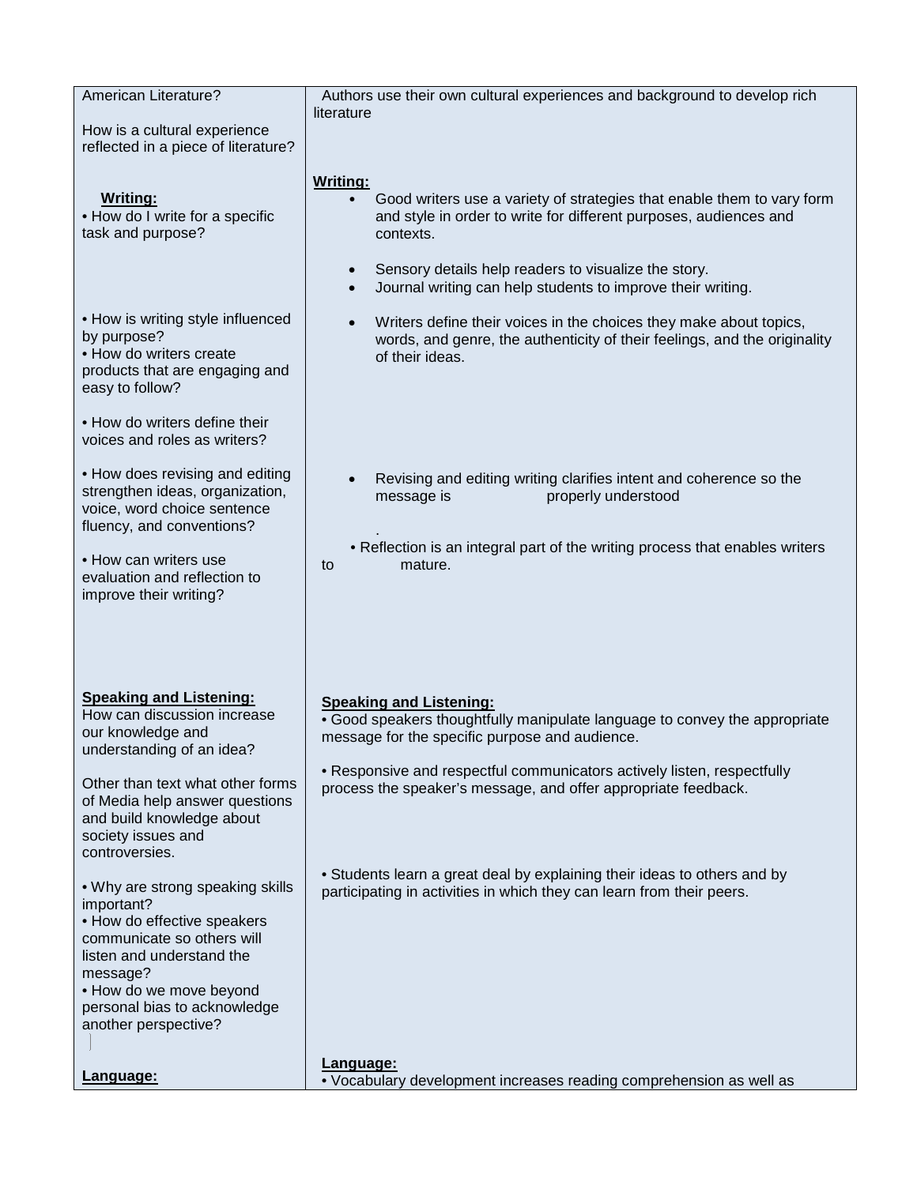| | |
|---|---|
| American Literature?<br><br>How is a cultural experience reflected in a piece of literature? | Authors use their own cultural experiences and background to develop rich literature |
| **<u>Writing:</u>**<br>• How do I write for a specific task and purpose?<br><br>• How is writing style influenced by purpose?<br>• How do writers create products that are engaging and easy to follow?<br><br>• How do writers define their voices and roles as writers?<br><br>• How does revising and editing strengthen ideas, organization, voice, word choice sentence fluency, and conventions?<br><br>• How can writers use evaluation and reflection to improve their writing? | **<u>Writing:</u>**<br>• Good writers use a variety of strategies that enable them to vary form and style in order to write for different purposes, audiences and contexts.<br><br>• Sensory details help readers to visualize the story.<br>• Journal writing can help students to improve their writing.<br><br>• Writers define their voices in the choices they make about topics, words, and genre, the authenticity of their feelings, and the originality of their ideas.<br><br>• Revising and editing writing clarifies intent and coherence so the message is properly understood<br>.<br>• Reflection is an integral part of the writing process that enables writers to mature. |
| **<u>Speaking and Listening:</u>**<br>How can discussion increase our knowledge and understanding of an idea?<br><br>Other than text what other forms of Media help answer questions and build knowledge about society issues and controversies.<br><br>• Why are strong speaking skills important?<br>• How do effective speakers communicate so others will listen and understand the message?<br>• How do we move beyond personal bias to acknowledge another perspective? | **<u>Speaking and Listening:</u>**<br>• Good speakers thoughtfully manipulate language to convey the appropriate message for the specific purpose and audience.<br><br>• Responsive and respectful communicators actively listen, respectfully process the speaker's message, and offer appropriate feedback.<br><br>• Students learn a great deal by explaining their ideas to others and by participating in activities in which they can learn from their peers. |
| **<u>Language:</u>** | **<u>Language:</u>**<br>• Vocabulary development increases reading comprehension as well as |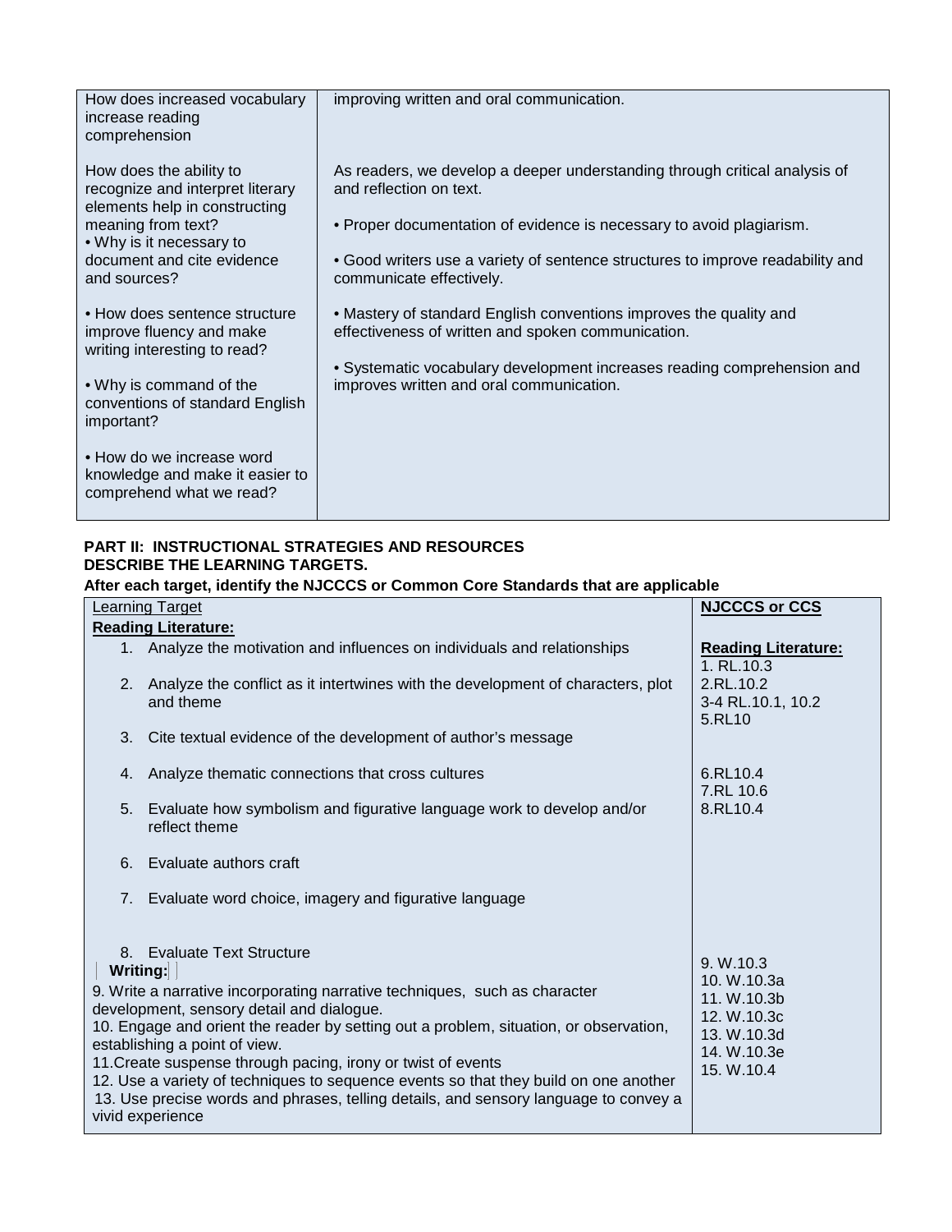| | |
|---|---|
| How does increased vocabulary increase reading comprehension | improving written and oral communication. |
| How does the ability to recognize and interpret literary elements help in constructing meaning from text?<br>• Why is it necessary to document and cite evidence and sources?<br><br>• How does sentence structure improve fluency and make writing interesting to read?<br><br>• Why is command of the conventions of standard English important?<br><br>• How do we increase word knowledge and make it easier to comprehend what we read? | As readers, we develop a deeper understanding through critical analysis of and reflection on text.<br><br>• Proper documentation of evidence is necessary to avoid plagiarism.<br><br>• Good writers use a variety of sentence structures to improve readability and communicate effectively.<br><br>• Mastery of standard English conventions improves the quality and effectiveness of written and spoken communication.<br><br>• Systematic vocabulary development increases reading comprehension and improves written and oral communication. |

**PART II: INSTRUCTIONAL STRATEGIES AND RESOURCES**
**DESCRIBE THE LEARNING TARGETS.**
**After each target, identify the NJCCCS or Common Core Standards that are applicable**

| Learning Target | **NJCCCS or CCS** |
|---|---|
| **Reading Literature:**<br>1. Analyze the motivation and influences on individuals and relationships<br>2. Analyze the conflict as it intertwines with the development of characters, plot and theme<br>3. Cite textual evidence of the development of author's message<br>4. Analyze thematic connections that cross cultures<br>5. Evaluate how symbolism and figurative language work to develop and/or reflect theme<br>6. Evaluate authors craft<br>7. Evaluate word choice, imagery and figurative language<br>8. Evaluate Text Structure | **Reading Literature:**<br>1. RL.10.3<br>2.RL.10.2<br>3-4 RL.10.1, 10.2<br>5.RL10<br><br>6.RL10.4<br>7.RL 10.6<br>8.RL10.4 |
| **Writing:**<br>9. Write a narrative incorporating narrative techniques, such as character development, sensory detail and dialogue.<br>10. Engage and orient the reader by setting out a problem, situation, or observation, establishing a point of view.<br>11.Create suspense through pacing, irony or twist of events<br>12. Use a variety of techniques to sequence events so that they build on one another<br>13. Use precise words and phrases, telling details, and sensory language to convey a vivid experience | 9. W.10.3<br>10. W.10.3a<br>11. W.10.3b<br>12. W.10.3c<br>13. W.10.3d<br>14. W.10.3e<br>15. W.10.4 |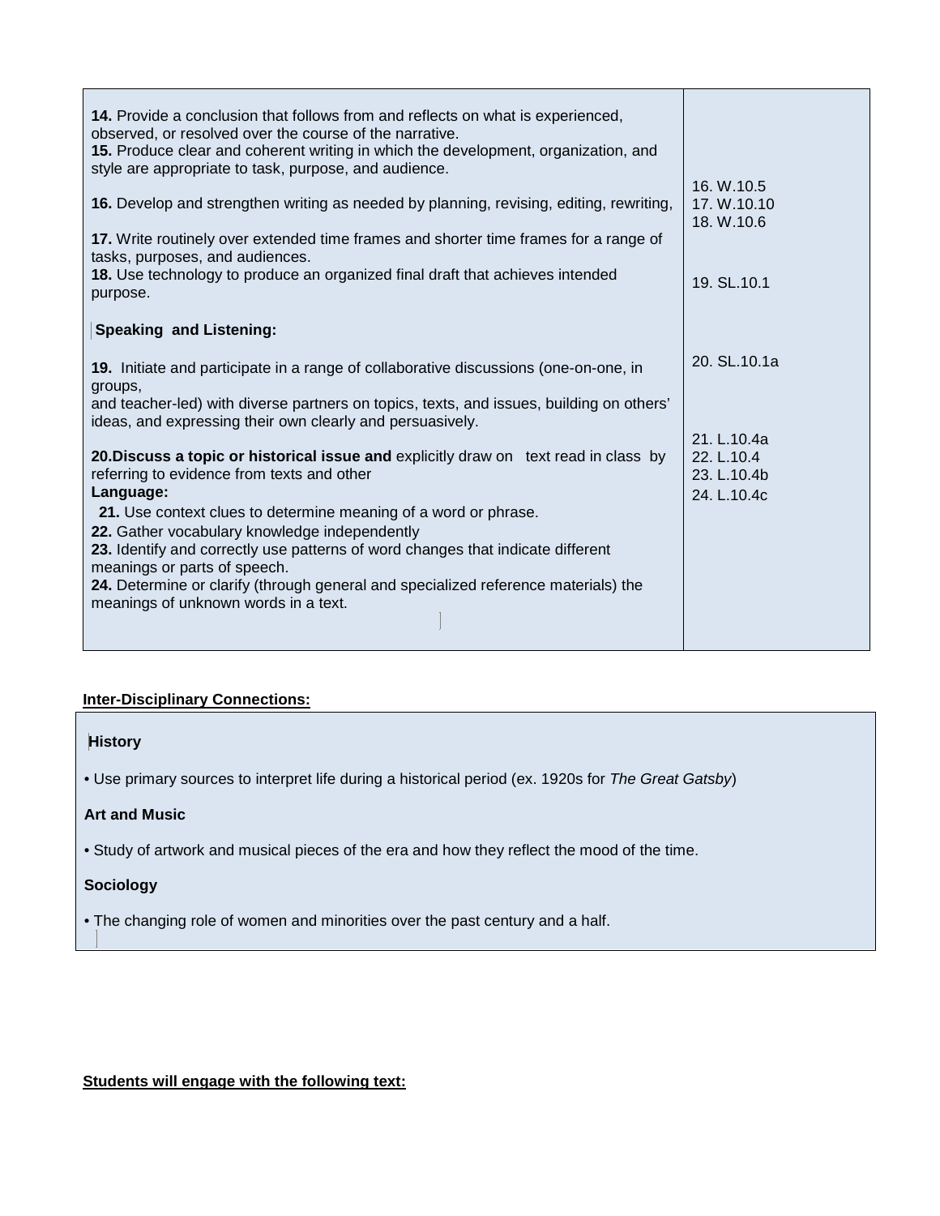| | |
|---|---|
| **14.** Provide a conclusion that follows from and reflects on what is experienced, observed, or resolved over the course of the narrative.<br>**15.** Produce clear and coherent writing in which the development, organization, and style are appropriate to task, purpose, and audience.<br><br>**16.** Develop and strengthen writing as needed by planning, revising, editing, rewriting,<br><br>**17.** Write routinely over extended time frames and shorter time frames for a range of tasks, purposes, and audiences.<br>**18.** Use technology to produce an organized final draft that achieves intended purpose.<br><br>**Speaking and Listening:**<br><br>**19.** Initiate and participate in a range of collaborative discussions (one-on-one, in groups, and teacher-led) with diverse partners on topics, texts, and issues, building on others' ideas, and expressing their own clearly and persuasively.<br><br>**20. Discuss a topic or historical issue and** explicitly draw on text read in class by referring to evidence from texts and other<br>**Language:**<br>**21.** Use context clues to determine meaning of a word or phrase.<br>**22.** Gather vocabulary knowledge independently<br>**23.** Identify and correctly use patterns of word changes that indicate different meanings or parts of speech.<br>**24.** Determine or clarify (through general and specialized reference materials) the meanings of unknown words in a text. | 16. W.10.5<br>17. W.10.10<br>18. W.10.6<br><br>19. SL.10.1<br><br>20. SL.10.1a<br><br>21. L.10.4a<br>22. L.10.4<br>23. L.10.4b<br>24. L.10.4c |

**Inter-Disciplinary Connections:**

**History**

• Use primary sources to interpret life during a historical period (ex. 1920s for *The Great Gatsby*)

**Art and Music**

• Study of artwork and musical pieces of the era and how they reflect the mood of the time.

**Sociology**

• The changing role of women and minorities over the past century and a half.

**Students will engage with the following text:**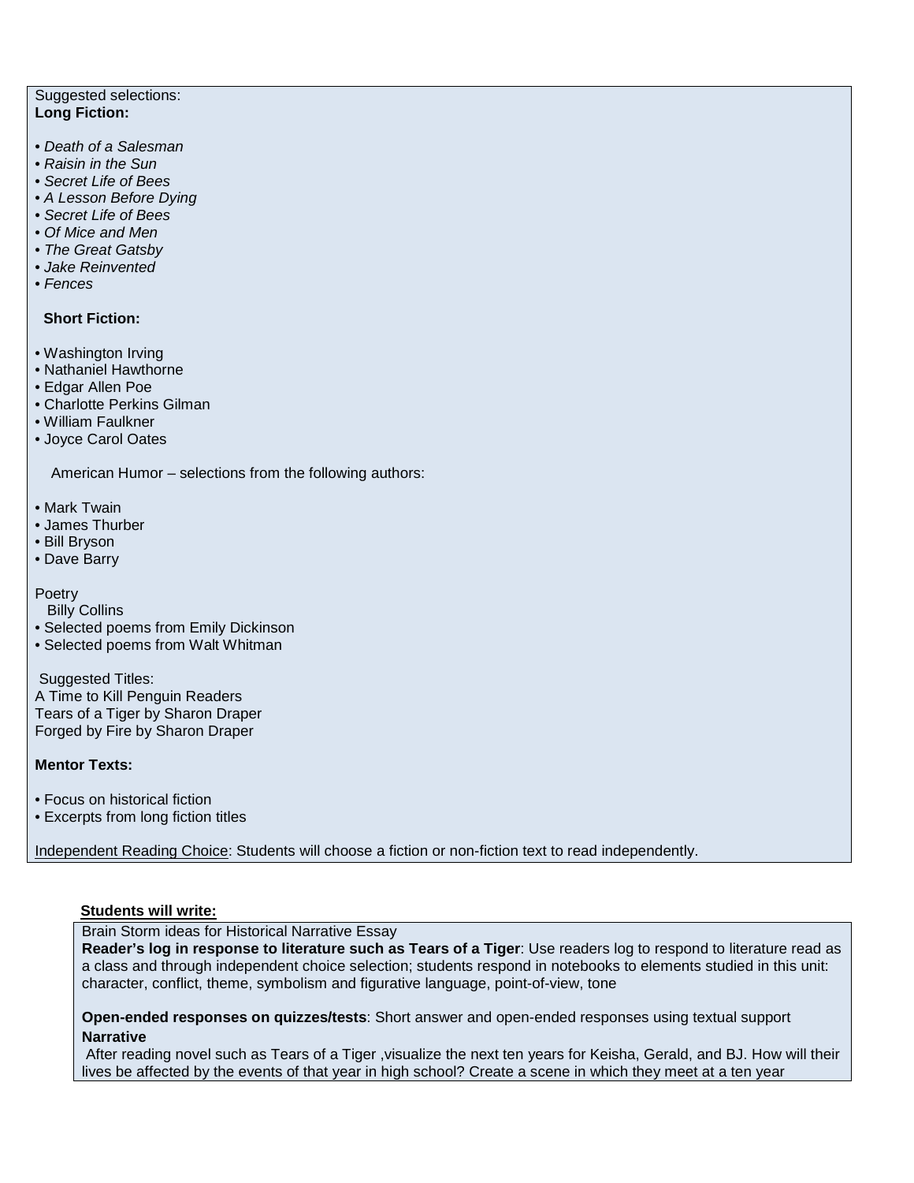Suggested selections:
**Long Fiction:**

- *Death of a Salesman*
- *Raisin in the Sun*
- *Secret Life of Bees*
- *A Lesson Before Dying*
- *Secret Life of Bees*
- *Of Mice and Men*
- *The Great Gatsby*
- *Jake Reinvented*
- *Fences*

**Short Fiction:**

- Washington Irving
- Nathaniel Hawthorne
- Edgar Allen Poe
- Charlotte Perkins Gilman
- William Faulkner
- Joyce Carol Oates

American Humor – selections from the following authors:

- Mark Twain
- James Thurber
- Bill Bryson
- Dave Barry

Poetry
Billy Collins
- Selected poems from Emily Dickinson
- Selected poems from Walt Whitman

Suggested Titles:
A Time to Kill Penguin Readers
Tears of a Tiger by Sharon Draper
Forged by Fire by Sharon Draper

**Mentor Texts:**

- Focus on historical fiction
- Excerpts from long fiction titles

Independent Reading Choice: Students will choose a fiction or non-fiction text to read independently.

**Students will write:**

Brain Storm ideas for Historical Narrative Essay

**Reader's log in response to literature such as Tears of a Tiger**: Use readers log to respond to literature read as a class and through independent choice selection; students respond in notebooks to elements studied in this unit: character, conflict, theme, symbolism and figurative language, point-of-view, tone

**Open-ended responses on quizzes/tests**: Short answer and open-ended responses using textual support

**Narrative**

After reading novel such as Tears of a Tiger ,visualize the next ten years for Keisha, Gerald, and BJ. How will their lives be affected by the events of that year in high school? Create a scene in which they meet at a ten year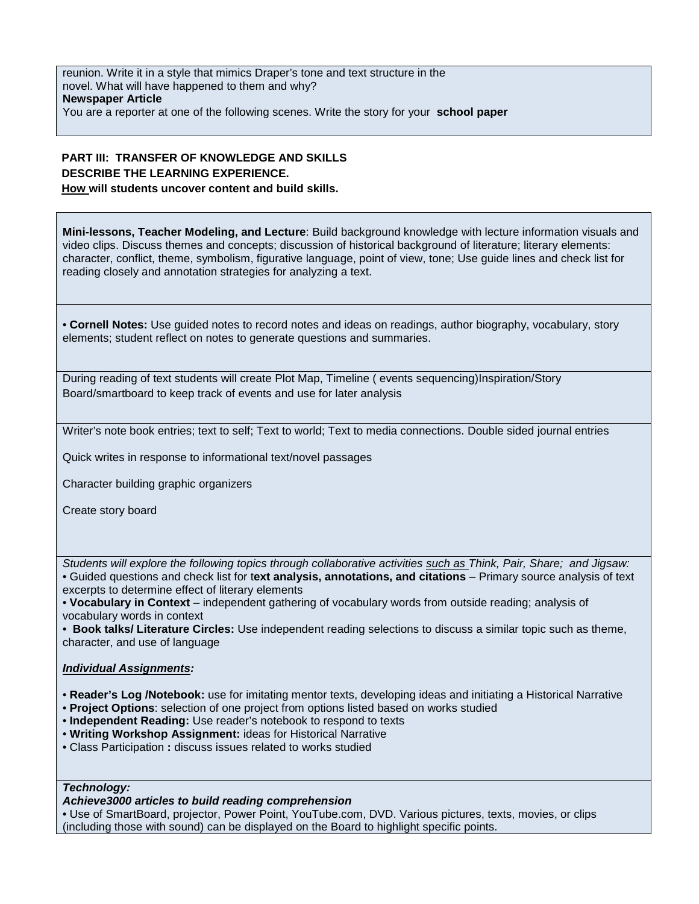reunion. Write it in a style that mimics Draper's tone and text structure in the novel. What will have happened to them and why?

**Newspaper Article**

You are a reporter at one of the following scenes. Write the story for your **school paper**

**PART III: TRANSFER OF KNOWLEDGE AND SKILLS**

**DESCRIBE THE LEARNING EXPERIENCE.**

**How will students uncover content and build skills.**

**Mini-lessons, Teacher Modeling, and Lecture**: Build background knowledge with lecture information visuals and video clips. Discuss themes and concepts; discussion of historical background of literature; literary elements: character, conflict, theme, symbolism, figurative language, point of view, tone; Use guide lines and check list for reading closely and annotation strategies for analyzing a text.

• **Cornell Notes:** Use guided notes to record notes and ideas on readings, author biography, vocabulary, story elements; student reflect on notes to generate questions and summaries.

During reading of text students will create Plot Map, Timeline ( events sequencing)Inspiration/Story Board/smartboard to keep track of events and use for later analysis

Writer's note book entries; text to self; Text to world; Text to media connections. Double sided journal entries

Quick writes in response to informational text/novel passages

Character building graphic organizers

Create story board

*Students will explore the following topics through collaborative activities such as Think, Pair, Share; and Jigsaw:*

• Guided questions and check list for **text analysis, annotations, and citations** – Primary source analysis of text excerpts to determine effect of literary elements

• **Vocabulary in Context** – independent gathering of vocabulary words from outside reading; analysis of vocabulary words in context

• **Book talks/ Literature Circles:** Use independent reading selections to discuss a similar topic such as theme, character, and use of language

***Individual Assignments:***

• **Reader's Log /Notebook:** use for imitating mentor texts, developing ideas and initiating a Historical Narrative
• **Project Options**: selection of one project from options listed based on works studied
• **Independent Reading:** Use reader's notebook to respond to texts
• **Writing Workshop Assignment:** ideas for Historical Narrative
• Class Participation **:** discuss issues related to works studied

***Technology:***

***Achieve3000 articles to build reading comprehension***

• Use of SmartBoard, projector, Power Point, YouTube.com, DVD. Various pictures, texts, movies, or clips (including those with sound) can be displayed on the Board to highlight specific points.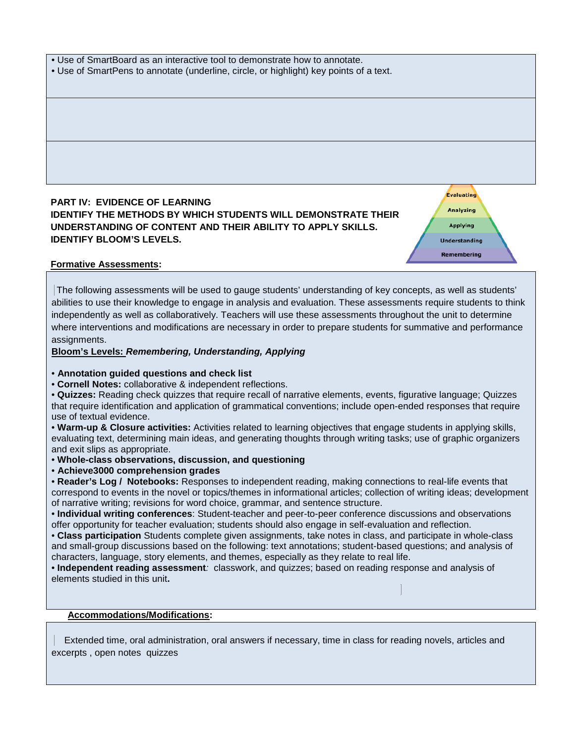- Use of SmartBoard as an interactive tool to demonstrate how to annotate.
- Use of SmartPens to annotate (underline, circle, or highlight) key points of a text.

**PART IV: EVIDENCE OF LEARNING**
**IDENTIFY THE METHODS BY WHICH STUDENTS WILL DEMONSTRATE THEIR UNDERSTANDING OF CONTENT AND THEIR ABILITY TO APPLY SKILLS.**
**IDENTIFY BLOOM'S LEVELS.**

Evaluating
Analyzing
Applying
Understanding
Remembering

**Formative Assessments:**

The following assessments will be used to gauge students' understanding of key concepts, as well as students' abilities to use their knowledge to engage in analysis and evaluation. These assessments require students to think independently as well as collaboratively. Teachers will use these assessments throughout the unit to determine where interventions and modifications are necessary in order to prepare students for summative and performance assignments.

**Bloom's Levels:** ***Remembering, Understanding, Applying***

- **Annotation guided questions and check list**
- **Cornell Notes:** collaborative & independent reflections.
- **Quizzes:** Reading check quizzes that require recall of narrative elements, events, figurative language; Quizzes that require identification and application of grammatical conventions; include open-ended responses that require use of textual evidence.
- **Warm-up & Closure activities:** Activities related to learning objectives that engage students in applying skills, evaluating text, determining main ideas, and generating thoughts through writing tasks; use of graphic organizers and exit slips as appropriate.
- **Whole-class observations, discussion, and questioning**
- **Achieve3000 comprehension grades**
- **Reader's Log / Notebooks:** Responses to independent reading, making connections to real-life events that correspond to events in the novel or topics/themes in informational articles; collection of writing ideas; development of narrative writing; revisions for word choice, grammar, and sentence structure.
- **Individual writing conferences**: Student-teacher and peer-to-peer conference discussions and observations offer opportunity for teacher evaluation; students should also engage in self-evaluation and reflection.
- **Class participation** Students complete given assignments, take notes in class, and participate in whole-class and small-group discussions based on the following: text annotations; student-based questions; and analysis of characters, language, story elements, and themes, especially as they relate to real life.
- **Independent reading assessment**: classwork, and quizzes; based on reading response and analysis of elements studied in this unit**.**

**Accommodations/Modifications:**

Extended time, oral administration, oral answers if necessary, time in class for reading novels, articles and excerpts , open notes quizzes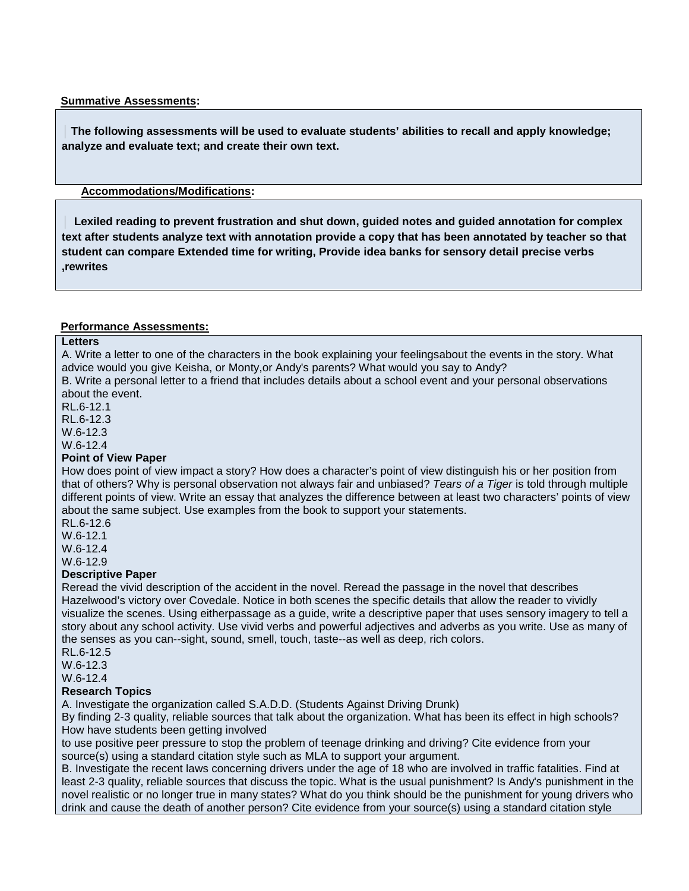**Summative Assessments:**

**The following assessments will be used to evaluate students' abilities to recall and apply knowledge; analyze and evaluate text; and create their own text.**

**Accommodations/Modifications:**

**Lexiled reading to prevent frustration and shut down, guided notes and guided annotation for complex text after students analyze text with annotation provide a copy that has been annotated by teacher so that student can compare Extended time for writing, Provide idea banks for sensory detail precise verbs ,rewrites**

**Performance Assessments:**

**Letters**

A. Write a letter to one of the characters in the book explaining your feelingsabout the events in the story. What advice would you give Keisha, or Monty,or Andy's parents? What would you say to Andy?

B. Write a personal letter to a friend that includes details about a school event and your personal observations about the event.

RL.6-12.1
RL.6-12.3
W.6-12.3
W.6-12.4

**Point of View Paper**

How does point of view impact a story? How does a character's point of view distinguish his or her position from that of others? Why is personal observation not always fair and unbiased? *Tears of a Tiger* is told through multiple different points of view. Write an essay that analyzes the difference between at least two characters' points of view about the same subject. Use examples from the book to support your statements.

RL.6-12.6
W.6-12.1
W.6-12.4
W.6-12.9

**Descriptive Paper**

Reread the vivid description of the accident in the novel. Reread the passage in the novel that describes Hazelwood's victory over Covedale. Notice in both scenes the specific details that allow the reader to vividly visualize the scenes. Using eitherpassage as a guide, write a descriptive paper that uses sensory imagery to tell a story about any school activity. Use vivid verbs and powerful adjectives and adverbs as you write. Use as many of the senses as you can--sight, sound, smell, touch, taste--as well as deep, rich colors.

RL.6-12.5
W.6-12.3
W.6-12.4

**Research Topics**

A. Investigate the organization called S.A.D.D. (Students Against Driving Drunk)
By finding 2-3 quality, reliable sources that talk about the organization. What has been its effect in high schools? How have students been getting involved
to use positive peer pressure to stop the problem of teenage drinking and driving? Cite evidence from your source(s) using a standard citation style such as MLA to support your argument.

B. Investigate the recent laws concerning drivers under the age of 18 who are involved in traffic fatalities. Find at least 2-3 quality, reliable sources that discuss the topic. What is the usual punishment? Is Andy's punishment in the novel realistic or no longer true in many states? What do you think should be the punishment for young drivers who drink and cause the death of another person? Cite evidence from your source(s) using a standard citation style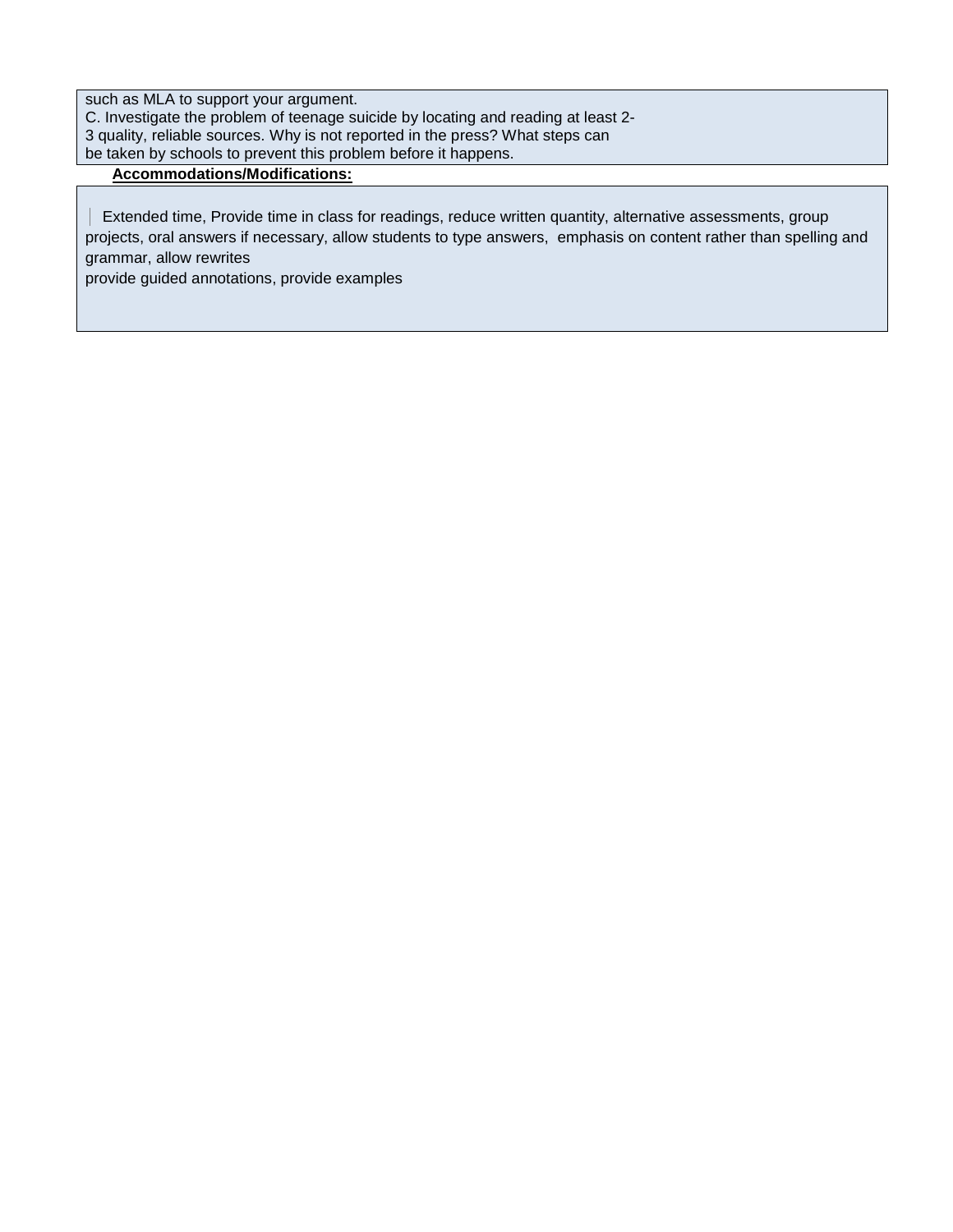such as MLA to support your argument.
C. Investigate the problem of teenage suicide by locating and reading at least 2-3 quality, reliable sources. Why is not reported in the press? What steps can be taken by schools to prevent this problem before it happens.

**Accommodations/Modifications:**

Extended time, Provide time in class for readings, reduce written quantity, alternative assessments, group projects, oral answers if necessary, allow students to type answers, emphasis on content rather than spelling and grammar, allow rewrites
provide guided annotations, provide examples